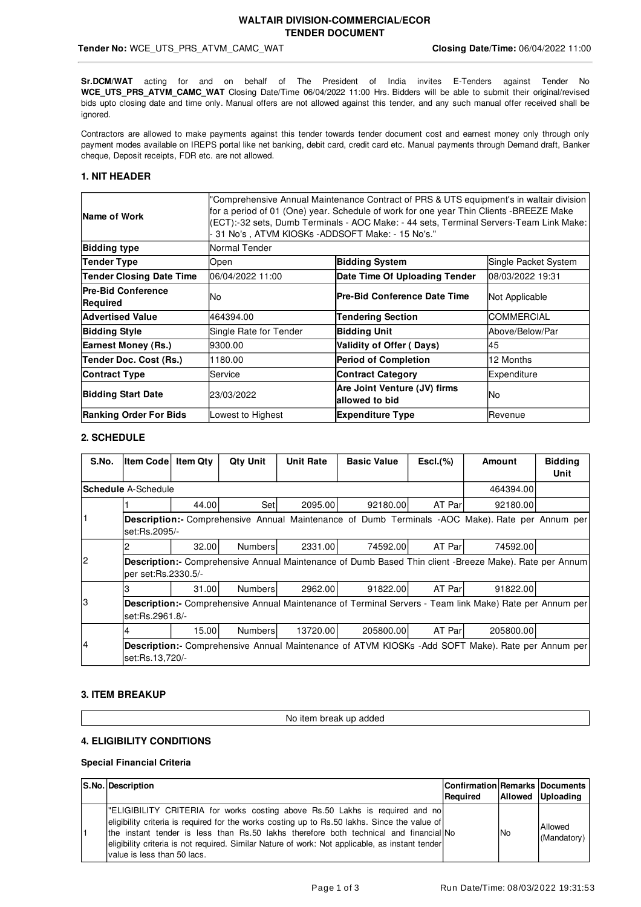**WALTAIR DIVISION-COMMERCIAL/ECOR**
**TENDER DOCUMENT**

**Tender No:** WCE_UTS_PRS_ATVM_CAMC_WAT **Closing Date/Time:** 06/04/2022 11:00

**Sr.DCM/WAT** acting for and on behalf of The President of India invites E-Tenders against Tender No **WCE_UTS_PRS_ATVM_CAMC_WAT** Closing Date/Time 06/04/2022 11:00 Hrs. Bidders will be able to submit their original/revised bids upto closing date and time only. Manual offers are not allowed against this tender, and any such manual offer received shall be ignored.

Contractors are allowed to make payments against this tender towards tender document cost and earnest money only through only payment modes available on IREPS portal like net banking, debit card, credit card etc. Manual payments through Demand draft, Banker cheque, Deposit receipts, FDR etc. are not allowed.

## 1. NIT HEADER

| | | | |
|---|---|---|---|
| **Name of Work** | "Comprehensive Annual Maintenance Contract of PRS & UTS equipment's in waltair division for a period of 01 (One) year. Schedule of work for one year Thin Clients -BREEZE Make (ECT):-32 sets, Dumb Terminals - AOC Make: - 44 sets, Terminal Servers-Team Link Make: - 31 No's , ATVM KIOSKs -ADDSOFT Make: - 15 No's." | | |
| **Bidding type** | Normal Tender | | |
| **Tender Type** | Open | **Bidding System** | Single Packet System |
| **Tender Closing Date Time** | 06/04/2022 11:00 | **Date Time Of Uploading Tender** | 08/03/2022 19:31 |
| **Pre-Bid Conference Required** | No | **Pre-Bid Conference Date Time** | Not Applicable |
| **Advertised Value** | 464394.00 | **Tendering Section** | COMMERCIAL |
| **Bidding Style** | Single Rate for Tender | **Bidding Unit** | Above/Below/Par |
| **Earnest Money (Rs.)** | 9300.00 | **Validity of Offer ( Days)** | 45 |
| **Tender Doc. Cost (Rs.)** | 1180.00 | **Period of Completion** | 12 Months |
| **Contract Type** | Service | **Contract Category** | Expenditure |
| **Bidding Start Date** | 23/03/2022 | **Are Joint Venture (JV) firms allowed to bid** | No |
| **Ranking Order For Bids** | Lowest to Highest | **Expenditure Type** | Revenue |

## 2. SCHEDULE

| S.No. | Item Code | Item Qty | Qty Unit | Unit Rate | Basic Value | Escl.(%) | Amount | Bidding Unit |
|---|---|---|---|---|---|---|---|---|
| **Schedule** A-Schedule | | | | | | | 464394.00 | |
| 1 | 1 | 44.00 | Set | 2095.00 | 92180.00 | AT Par | 92180.00 | |
| | **Description:-** Comprehensive Annual Maintenance of Dumb Terminals -AOC Make). Rate per Annum per set:Rs.2095/- | | | | | | | |
| 2 | 2 | 32.00 | Numbers | 2331.00 | 74592.00 | AT Par | 74592.00 | |
| | **Description:-** Comprehensive Annual Maintenance of Dumb Based Thin client -Breeze Make). Rate per Annum per set:Rs.2330.5/- | | | | | | | |
| 3 | 3 | 31.00 | Numbers | 2962.00 | 91822.00 | AT Par | 91822.00 | |
| | **Description:-** Comprehensive Annual Maintenance of Terminal Servers - Team link Make) Rate per Annum per set:Rs.2961.8/- | | | | | | | |
| 4 | 4 | 15.00 | Numbers | 13720.00 | 205800.00 | AT Par | 205800.00 | |
| | **Description:-** Comprehensive Annual Maintenance of ATVM KIOSKs -Add SOFT Make). Rate per Annum per set:Rs.13,720/- | | | | | | | |

## 3. ITEM BREAKUP

| No item break up added |
|---|

## 4. ELIGIBILITY CONDITIONS

### Special Financial Criteria

| S.No. | Description | Confirmation Required | Remarks Allowed | Documents Uploading |
|---|---|---|---|---|
| 1 | "ELIGIBILITY CRITERIA for works costing above Rs.50 Lakhs is required and no eligibility criteria is required for the works costing up to Rs.50 lakhs. Since the value of the instant tender is less than Rs.50 lakhs therefore both technical and financial eligibility criteria is not required. Similar Nature of work: Not applicable, as instant tender value is less than 50 lacs. | No | No | Allowed (Mandatory) |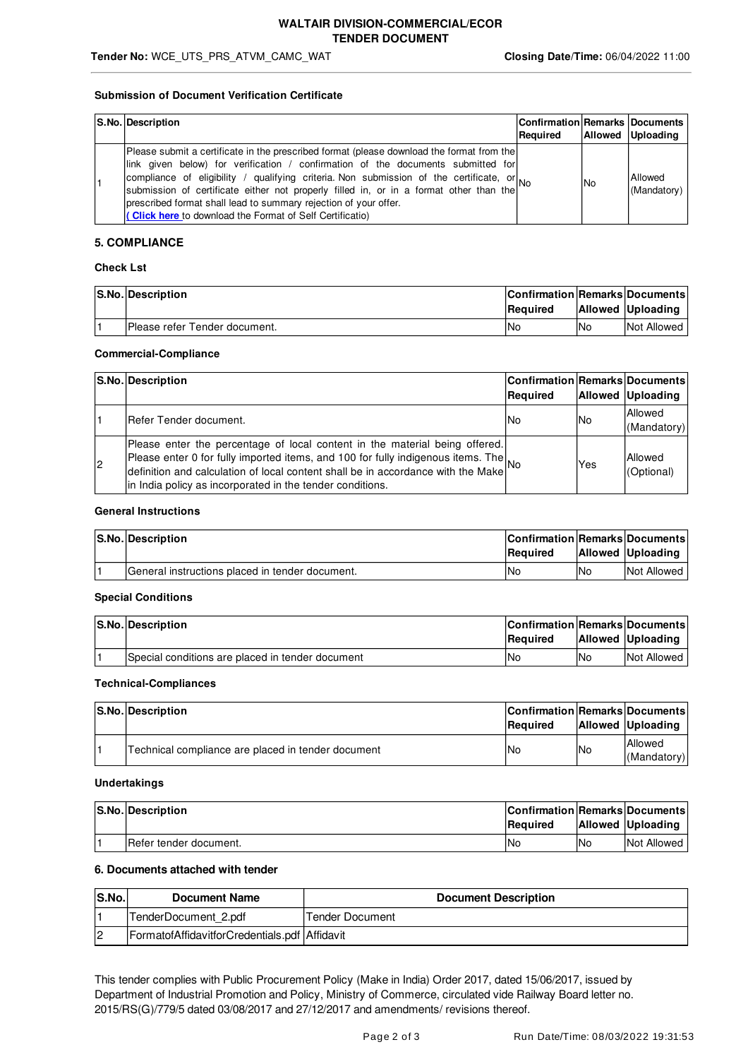**Tender No:** WCE_UTS_PRS_ATVM_CAMC_WAT **Closing Date/Time:** 06/04/2022 11:00

### Submission of Document Verification Certificate

| S.No. | Description | Confirmation Required | Remarks Allowed | Documents Uploading |
|---|---|---|---|---|
| 1 | Please submit a certificate in the prescribed format (please download the format from the link given below) for verification / confirmation of the documents submitted for compliance of eligibility / qualifying criteria. Non submission of the certificate, or submission of certificate either not properly filled in, or in a format other than the prescribed format shall lead to summary rejection of your offer. ( Click here to download the Format of Self Certificatio) | No | No | Allowed (Mandatory) |

## 5. COMPLIANCE

### Check Lst

| S.No. | Description | Confirmation Required | Remarks Allowed | Documents Uploading |
|---|---|---|---|---|
| 1 | Please refer Tender document. | No | No | Not Allowed |

### Commercial-Compliance

| S.No. | Description | Confirmation Required | Remarks Allowed | Documents Uploading |
|---|---|---|---|---|
| 1 | Refer Tender document. | No | No | Allowed (Mandatory) |
| 2 | Please enter the percentage of local content in the material being offered. Please enter 0 for fully imported items, and 100 for fully indigenous items. The definition and calculation of local content shall be in accordance with the Make in India policy as incorporated in the tender conditions. | No | Yes | Allowed (Optional) |

### General Instructions

| S.No. | Description | Confirmation Required | Remarks Allowed | Documents Uploading |
|---|---|---|---|---|
| 1 | General instructions placed in tender document. | No | No | Not Allowed |

### Special Conditions

| S.No. | Description | Confirmation Required | Remarks Allowed | Documents Uploading |
|---|---|---|---|---|
| 1 | Special conditions are placed in tender document | No | No | Not Allowed |

### Technical-Compliances

| S.No. | Description | Confirmation Required | Remarks Allowed | Documents Uploading |
|---|---|---|---|---|
| 1 | Technical compliance are placed in tender document | No | No | Allowed (Mandatory) |

### Undertakings

| S.No. | Description | Confirmation Required | Remarks Allowed | Documents Uploading |
|---|---|---|---|---|
| 1 | Refer tender document. | No | No | Not Allowed |

## 6. Documents attached with tender

| S.No. | Document Name | Document Description |
|---|---|---|
| 1 | TenderDocument_2.pdf | Tender Document |
| 2 | FormatofAffidavitforCredentials.pdf | Affidavit |

This tender complies with Public Procurement Policy (Make in India) Order 2017, dated 15/06/2017, issued by Department of Industrial Promotion and Policy, Ministry of Commerce, circulated vide Railway Board letter no. 2015/RS(G)/779/5 dated 03/08/2017 and 27/12/2017 and amendments/ revisions thereof.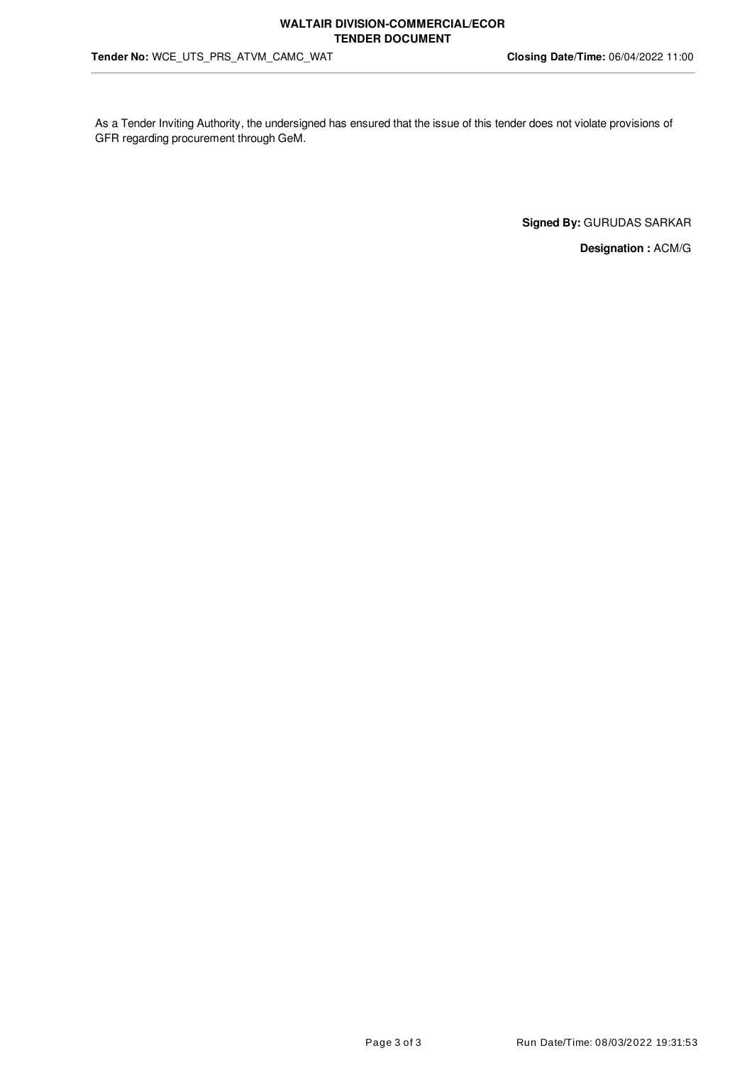As a Tender Inviting Authority, the undersigned has ensured that the issue of this tender does not violate provisions of GFR regarding procurement through GeM.

**Signed By:** GURUDAS SARKAR

**Designation :** ACM/G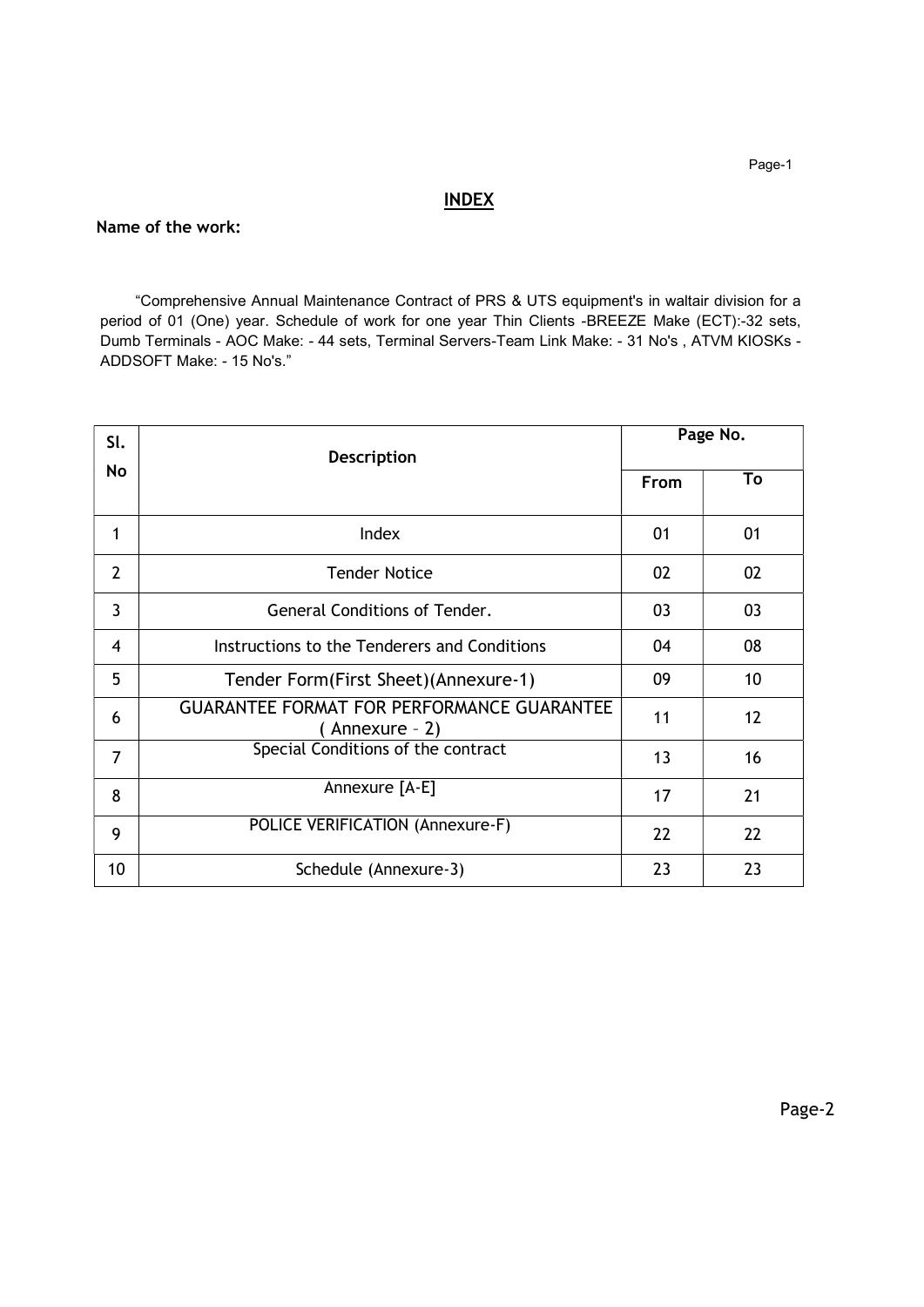## INDEX

**Name of the work:**

"Comprehensive Annual Maintenance Contract of PRS & UTS equipment's in waltair division for a period of 01 (One) year. Schedule of work for one year Thin Clients -BREEZE Make (ECT):-32 sets, Dumb Terminals - AOC Make: - 44 sets, Terminal Servers-Team Link Make: - 31 No's , ATVM KIOSKs - ADDSOFT Make: - 15 No's."

| Sl. No | Description | Page No. | |
|---|---|---|---|
| | | From | To |
| 1 | Index | 01 | 01 |
| 2 | Tender Notice | 02 | 02 |
| 3 | General Conditions of Tender. | 03 | 03 |
| 4 | Instructions to the Tenderers and Conditions | 04 | 08 |
| 5 | Tender Form(First Sheet)(Annexure-1) | 09 | 10 |
| 6 | GUARANTEE FORMAT FOR PERFORMANCE GUARANTEE ( Annexure – 2) | 11 | 12 |
| 7 | Special Conditions of the contract | 13 | 16 |
| 8 | Annexure [A-E] | 17 | 21 |
| 9 | POLICE VERIFICATION (Annexure-F) | 22 | 22 |
| 10 | Schedule (Annexure-3) | 23 | 23 |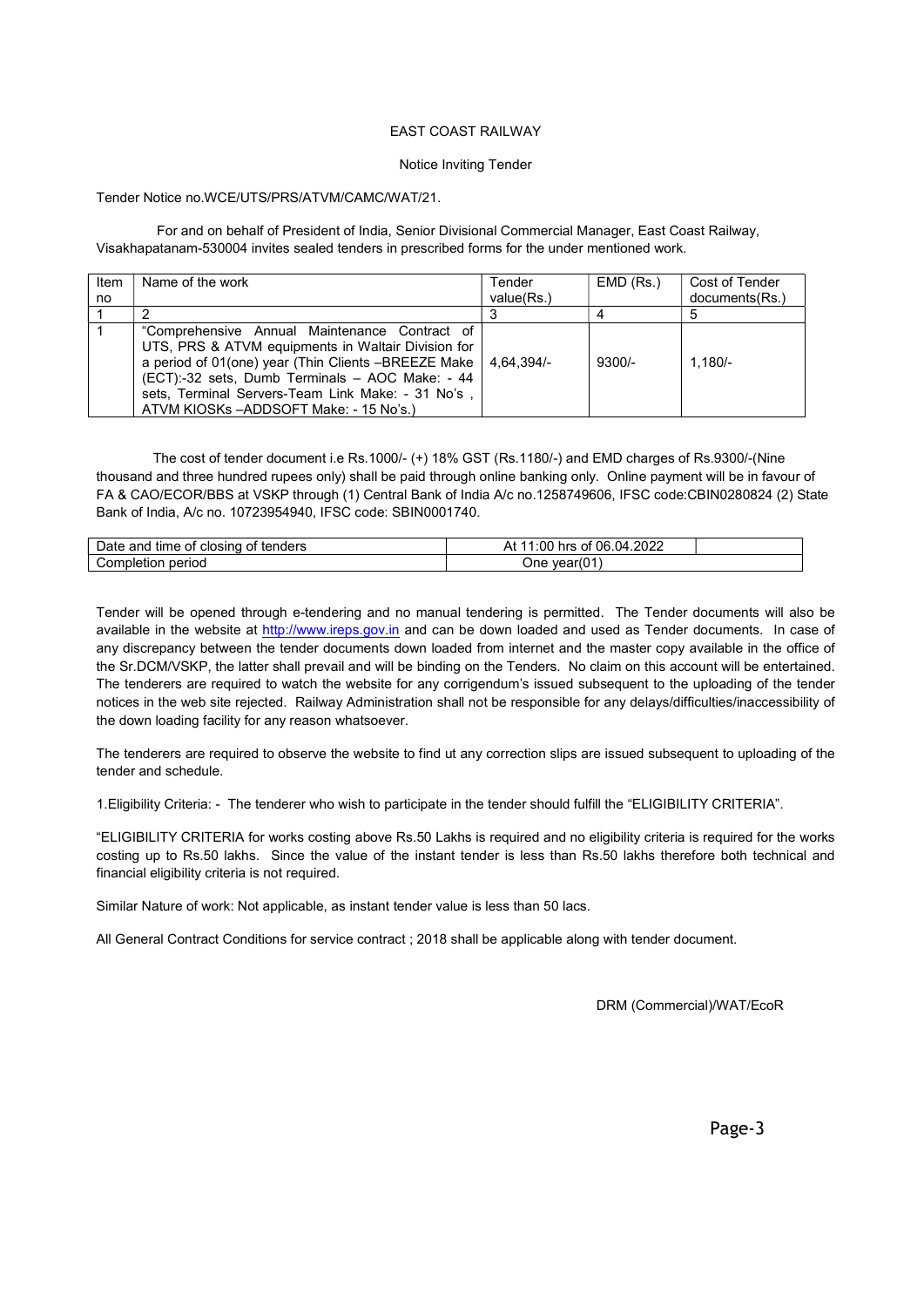# EAST COAST RAILWAY

## Notice Inviting Tender

Tender Notice no.WCE/UTS/PRS/ATVM/CAMC/WAT/21.

For and on behalf of President of India, Senior Divisional Commercial Manager, East Coast Railway, Visakhapatanam-530004 invites sealed tenders in prescribed forms for the under mentioned work.

| Item no | Name of the work | Tender value(Rs.) | EMD (Rs.) | Cost of Tender documents(Rs.) |
|---|---|---|---|---|
| 1 | 2 | 3 | 4 | 5 |
| 1 | "Comprehensive Annual Maintenance Contract of UTS, PRS & ATVM equipments in Waltair Division for a period of 01(one) year (Thin Clients –BREEZE Make (ECT):-32 sets, Dumb Terminals – AOC Make: - 44 sets, Terminal Servers-Team Link Make: - 31 No's , ATVM KIOSKs –ADDSOFT Make: - 15 No's.) | 4,64,394/- | 9300/- | 1,180/- |

The cost of tender document i.e Rs.1000/- (+) 18% GST (Rs.1180/-) and EMD charges of Rs.9300/-(Nine thousand and three hundred rupees only) shall be paid through online banking only. Online payment will be in favour of FA & CAO/ECOR/BBS at VSKP through (1) Central Bank of India A/c no.1258749606, IFSC code:CBIN0280824 (2) State Bank of India, A/c no. 10723954940, IFSC code: SBIN0001740.

| Date and time of closing of tenders | At 11:00 hrs of 06.04.2022 | |
|---|---|---|
| Completion period | One year(01) | |

Tender will be opened through e-tendering and no manual tendering is permitted. The Tender documents will also be available in the website at http://www.ireps.gov.in and can be down loaded and used as Tender documents. In case of any discrepancy between the tender documents down loaded from internet and the master copy available in the office of the Sr.DCM/VSKP, the latter shall prevail and will be binding on the Tenders. No claim on this account will be entertained. The tenderers are required to watch the website for any corrigendum's issued subsequent to the uploading of the tender notices in the web site rejected. Railway Administration shall not be responsible for any delays/difficulties/inaccessibility of the down loading facility for any reason whatsoever.

The tenderers are required to observe the website to find ut any correction slips are issued subsequent to uploading of the tender and schedule.

1.Eligibility Criteria: - The tenderer who wish to participate in the tender should fulfill the "ELIGIBILITY CRITERIA".

"ELIGIBILITY CRITERIA for works costing above Rs.50 Lakhs is required and no eligibility criteria is required for the works costing up to Rs.50 lakhs. Since the value of the instant tender is less than Rs.50 lakhs therefore both technical and financial eligibility criteria is not required.

Similar Nature of work: Not applicable, as instant tender value is less than 50 lacs.

All General Contract Conditions for service contract ; 2018 shall be applicable along with tender document.

DRM (Commercial)/WAT/EcoR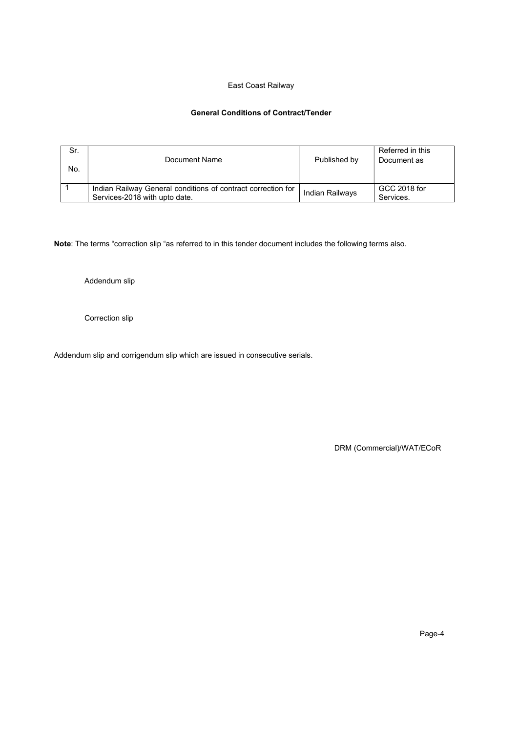East Coast Railway

**General Conditions of Contract/Tender**

| Sr. No. | Document Name | Published by | Referred in this Document as |
|---|---|---|---|
| 1 | Indian Railway General conditions of contract correction for Services-2018 with upto date. | Indian Railways | GCC 2018 for Services. |

**Note**: The terms "correction slip "as referred to in this tender document includes the following terms also.

Addendum slip

Correction slip

Addendum slip and corrigendum slip which are issued in consecutive serials.

DRM (Commercial)/WAT/ECoR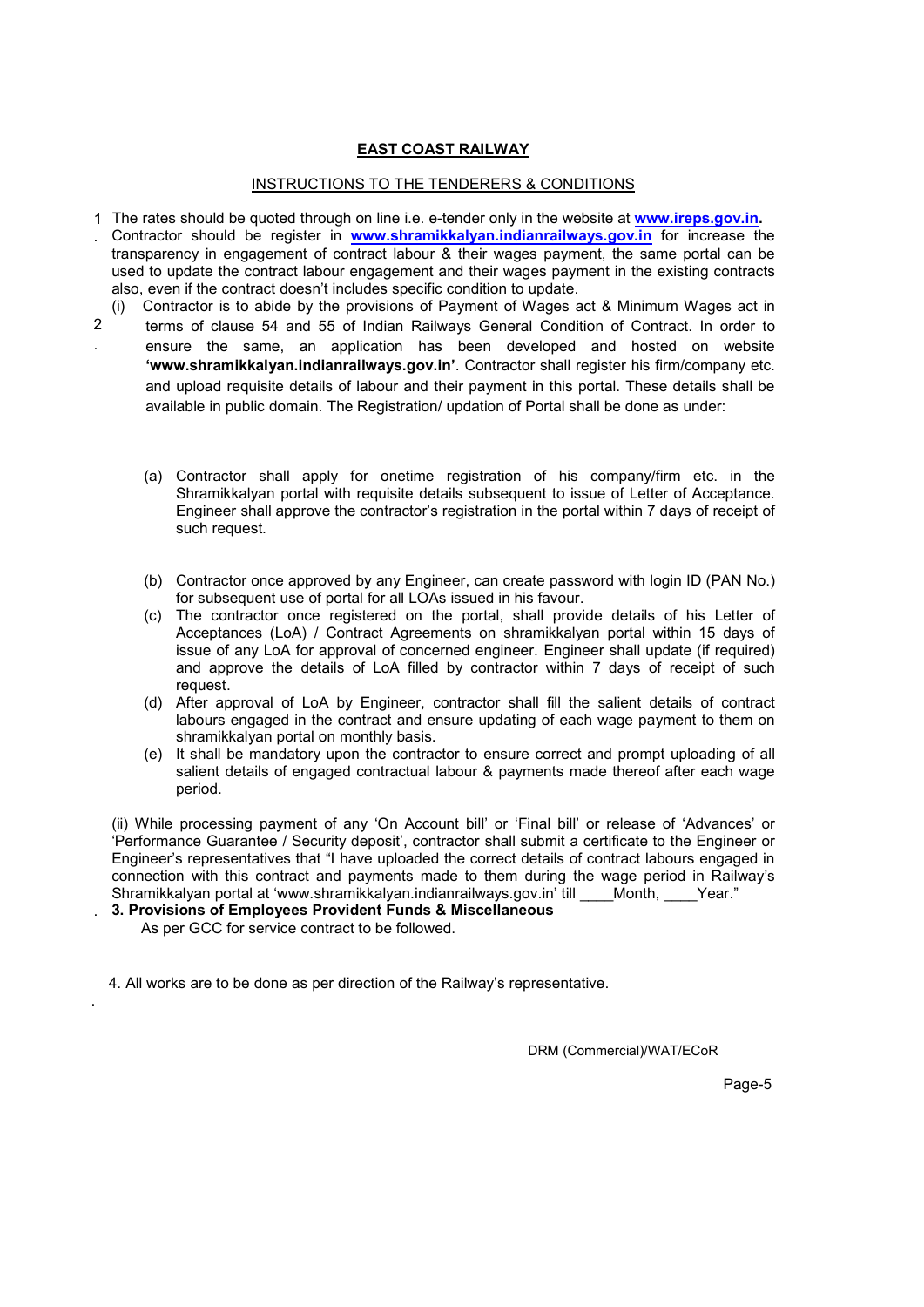# EAST COAST RAILWAY

## INSTRUCTIONS TO THE TENDERERS & CONDITIONS

1. The rates should be quoted through on line i.e. e-tender only in the website at **www.ireps.gov.in.** Contractor should be register in **www.shramikkalyan.indianrailways.gov.in** for increase the transparency in engagement of contract labour & their wages payment, the same portal can be used to update the contract labour engagement and their wages payment in the existing contracts also, even if the contract doesn't includes specific condition to update.

2. (i) Contractor is to abide by the provisions of Payment of Wages act & Minimum Wages act in terms of clause 54 and 55 of Indian Railways General Condition of Contract. In order to ensure the same, an application has been developed and hosted on website **'www.shramikkalyan.indianrailways.gov.in'**. Contractor shall register his firm/company etc. and upload requisite details of labour and their payment in this portal. These details shall be available in public domain. The Registration/ updation of Portal shall be done as under:

   (a) Contractor shall apply for onetime registration of his company/firm etc. in the Shramikkalyan portal with requisite details subsequent to issue of Letter of Acceptance. Engineer shall approve the contractor's registration in the portal within 7 days of receipt of such request.

   (b) Contractor once approved by any Engineer, can create password with login ID (PAN No.) for subsequent use of portal for all LOAs issued in his favour.

   (c) The contractor once registered on the portal, shall provide details of his Letter of Acceptances (LoA) / Contract Agreements on shramikkalyan portal within 15 days of issue of any LoA for approval of concerned engineer. Engineer shall update (if required) and approve the details of LoA filled by contractor within 7 days of receipt of such request.

   (d) After approval of LoA by Engineer, contractor shall fill the salient details of contract labours engaged in the contract and ensure updating of each wage payment to them on shramikkalyan portal on monthly basis.

   (e) It shall be mandatory upon the contractor to ensure correct and prompt uploading of all salient details of engaged contractual labour & payments made thereof after each wage period.

   (ii) While processing payment of any 'On Account bill' or 'Final bill' or release of 'Advances' or 'Performance Guarantee / Security deposit', contractor shall submit a certificate to the Engineer or Engineer's representatives that "I have uploaded the correct details of contract labours engaged in connection with this contract and payments made to them during the wage period in Railway's Shramikkalyan portal at 'www.shramikkalyan.indianrailways.gov.in' till ____Month, ____Year."

3. **Provisions of Employees Provident Funds & Miscellaneous**

   As per GCC for service contract to be followed.

4. All works are to be done as per direction of the Railway's representative.

DRM (Commercial)/WAT/ECoR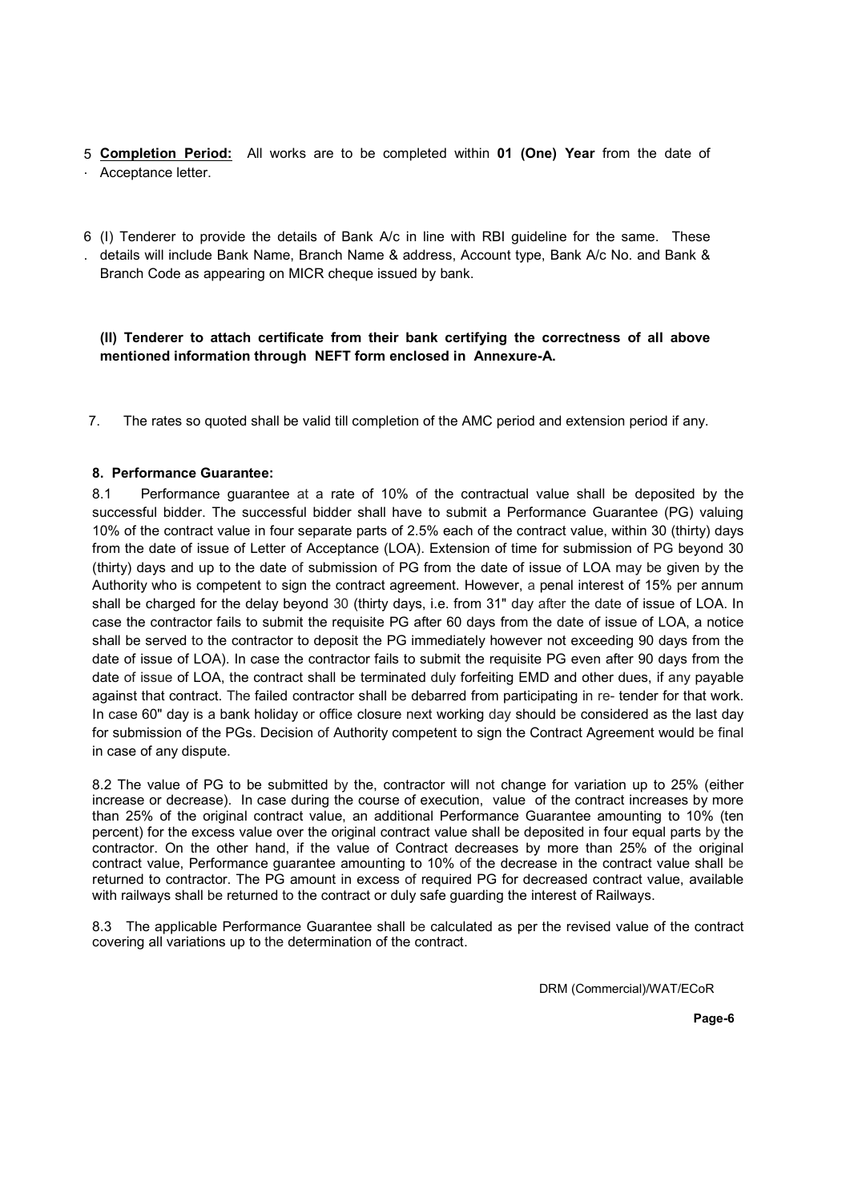5. **Completion Period:** All works are to be completed within **01 (One) Year** from the date of Acceptance letter.

6. (I) Tenderer to provide the details of Bank A/c in line with RBI guideline for the same. These details will include Bank Name, Branch Name & address, Account type, Bank A/c No. and Bank & Branch Code as appearing on MICR cheque issued by bank.

   **(II) Tenderer to attach certificate from their bank certifying the correctness of all above mentioned information through NEFT form enclosed in Annexure-A.**

7. The rates so quoted shall be valid till completion of the AMC period and extension period if any.

**8. Performance Guarantee:**

8.1 Performance guarantee at a rate of 10% of the contractual value shall be deposited by the successful bidder. The successful bidder shall have to submit a Performance Guarantee (PG) valuing 10% of the contract value in four separate parts of 2.5% each of the contract value, within 30 (thirty) days from the date of issue of Letter of Acceptance (LOA). Extension of time for submission of PG beyond 30 (thirty) days and up to the date of submission of PG from the date of issue of LOA may be given by the Authority who is competent to sign the contract agreement. However, a penal interest of 15% per annum shall be charged for the delay beyond 30 (thirty days, i.e. from 31" day after the date of issue of LOA. In case the contractor fails to submit the requisite PG after 60 days from the date of issue of LOA, a notice shall be served to the contractor to deposit the PG immediately however not exceeding 90 days from the date of issue of LOA). In case the contractor fails to submit the requisite PG even after 90 days from the date of issue of LOA, the contract shall be terminated duly forfeiting EMD and other dues, if any payable against that contract. The failed contractor shall be debarred from participating in re- tender for that work. In case 60" day is a bank holiday or office closure next working day should be considered as the last day for submission of the PGs. Decision of Authority competent to sign the Contract Agreement would be final in case of any dispute.

8.2 The value of PG to be submitted by the, contractor will not change for variation up to 25% (either increase or decrease). In case during the course of execution, value of the contract increases by more than 25% of the original contract value, an additional Performance Guarantee amounting to 10% (ten percent) for the excess value over the original contract value shall be deposited in four equal parts by the contractor. On the other hand, if the value of Contract decreases by more than 25% of the original contract value, Performance guarantee amounting to 10% of the decrease in the contract value shall be returned to contractor. The PG amount in excess of required PG for decreased contract value, available with railways shall be returned to the contract or duly safe guarding the interest of Railways.

8.3 The applicable Performance Guarantee shall be calculated as per the revised value of the contract covering all variations up to the determination of the contract.

DRM (Commercial)/WAT/ECoR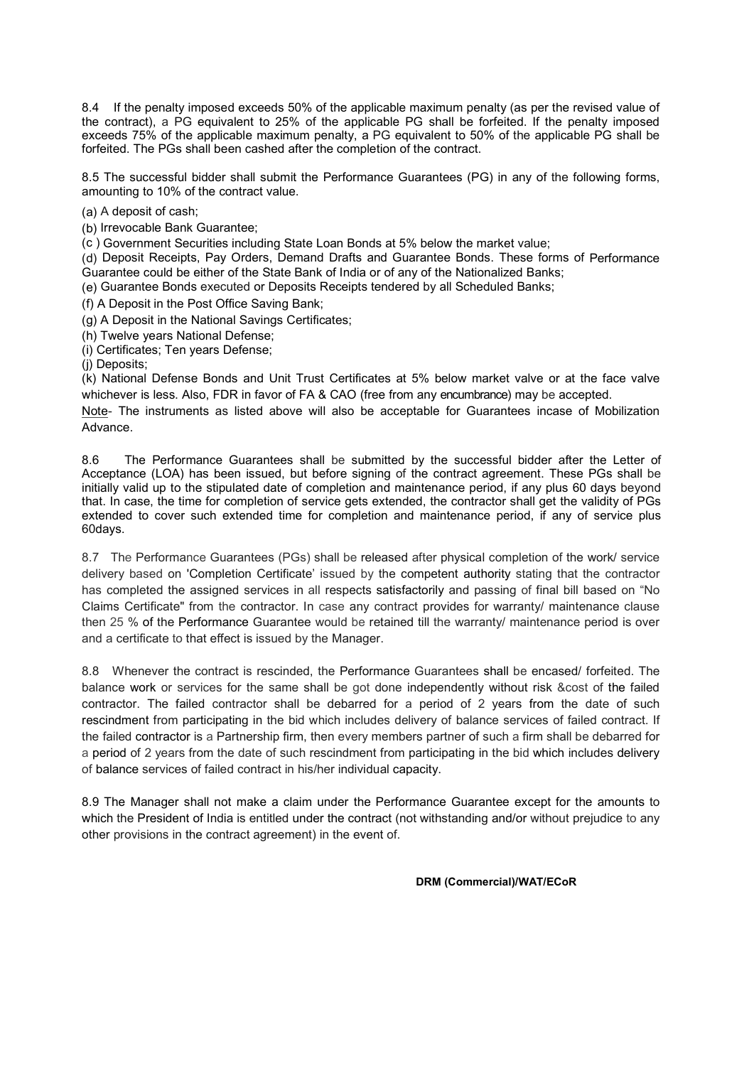8.4 If the penalty imposed exceeds 50% of the applicable maximum penalty (as per the revised value of the contract), a PG equivalent to 25% of the applicable PG shall be forfeited. If the penalty imposed exceeds 75% of the applicable maximum penalty, a PG equivalent to 50% of the applicable PG shall be forfeited. The PGs shall been cashed after the completion of the contract.

8.5 The successful bidder shall submit the Performance Guarantees (PG) in any of the following forms, amounting to 10% of the contract value.

(a) A deposit of cash;

(b) Irrevocable Bank Guarantee;

(c ) Government Securities including State Loan Bonds at 5% below the market value;

(d) Deposit Receipts, Pay Orders, Demand Drafts and Guarantee Bonds. These forms of Performance Guarantee could be either of the State Bank of India or of any of the Nationalized Banks;

(e) Guarantee Bonds executed or Deposits Receipts tendered by all Scheduled Banks;

(f) A Deposit in the Post Office Saving Bank;

(g) A Deposit in the National Savings Certificates;

(h) Twelve years National Defense;

(i) Certificates; Ten years Defense;

(j) Deposits;

(k) National Defense Bonds and Unit Trust Certificates at 5% below market valve or at the face valve whichever is less. Also, FDR in favor of FA & CAO (free from any encumbrance) may be accepted.

Note- The instruments as listed above will also be acceptable for Guarantees incase of Mobilization Advance.

8.6 The Performance Guarantees shall be submitted by the successful bidder after the Letter of Acceptance (LOA) has been issued, but before signing of the contract agreement. These PGs shall be initially valid up to the stipulated date of completion and maintenance period, if any plus 60 days beyond that. In case, the time for completion of service gets extended, the contractor shall get the validity of PGs extended to cover such extended time for completion and maintenance period, if any of service plus 60days.

8.7 The Performance Guarantees (PGs) shall be released after physical completion of the work/ service delivery based on 'Completion Certificate' issued by the competent authority stating that the contractor has completed the assigned services in all respects satisfactorily and passing of final bill based on "No Claims Certificate" from the contractor. In case any contract provides for warranty/ maintenance clause then 25 % of the Performance Guarantee would be retained till the warranty/ maintenance period is over and a certificate to that effect is issued by the Manager.

8.8 Whenever the contract is rescinded, the Performance Guarantees shall be encased/ forfeited. The balance work or services for the same shall be got done independently without risk &cost of the failed contractor. The failed contractor shall be debarred for a period of 2 years from the date of such rescindment from participating in the bid which includes delivery of balance services of failed contract. If the failed contractor is a Partnership firm, then every members partner of such a firm shall be debarred for a period of 2 years from the date of such rescindment from participating in the bid which includes delivery of balance services of failed contract in his/her individual capacity.

8.9 The Manager shall not make a claim under the Performance Guarantee except for the amounts to which the President of India is entitled under the contract (not withstanding and/or without prejudice to any other provisions in the contract agreement) in the event of.

**DRM (Commercial)/WAT/ECoR**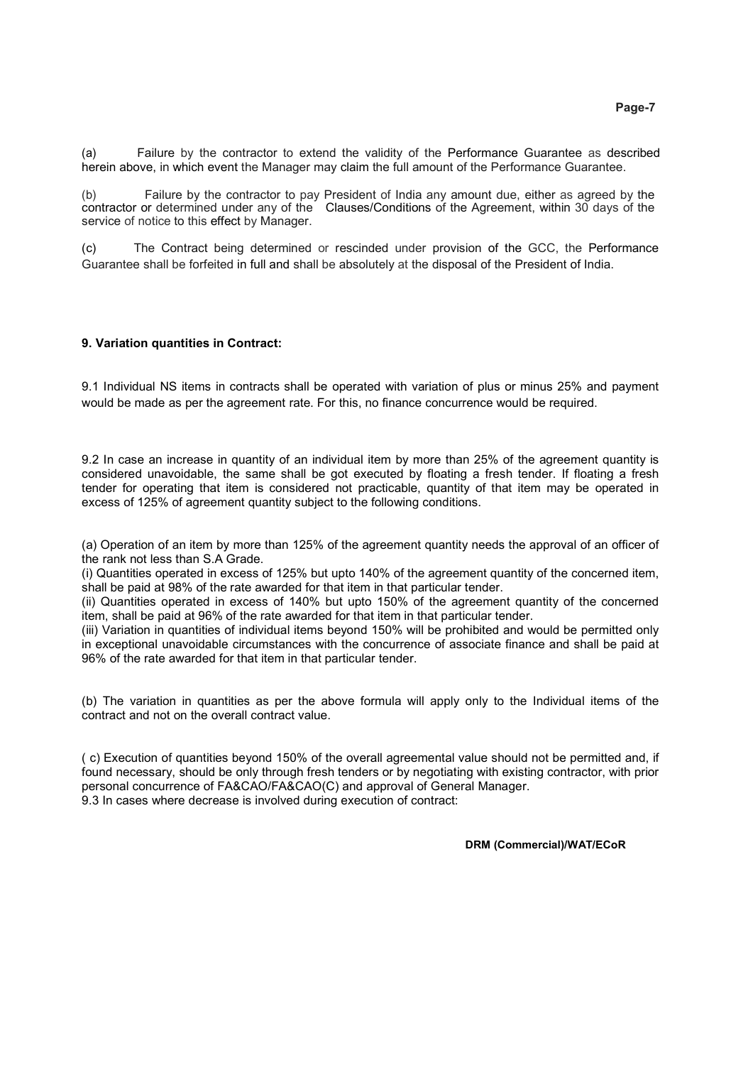(a) Failure by the contractor to extend the validity of the Performance Guarantee as described herein above, in which event the Manager may claim the full amount of the Performance Guarantee.

(b) Failure by the contractor to pay President of India any amount due, either as agreed by the contractor or determined under any of the Clauses/Conditions of the Agreement, within 30 days of the service of notice to this effect by Manager.

(c) The Contract being determined or rescinded under provision of the GCC, the Performance Guarantee shall be forfeited in full and shall be absolutely at the disposal of the President of India.

**9. Variation quantities in Contract:**

9.1 Individual NS items in contracts shall be operated with variation of plus or minus 25% and payment would be made as per the agreement rate. For this, no finance concurrence would be required.

9.2 In case an increase in quantity of an individual item by more than 25% of the agreement quantity is considered unavoidable, the same shall be got executed by floating a fresh tender. If floating a fresh tender for operating that item is considered not practicable, quantity of that item may be operated in excess of 125% of agreement quantity subject to the following conditions.

(a) Operation of an item by more than 125% of the agreement quantity needs the approval of an officer of the rank not less than S.A Grade.
(i) Quantities operated in excess of 125% but upto 140% of the agreement quantity of the concerned item, shall be paid at 98% of the rate awarded for that item in that particular tender.
(ii) Quantities operated in excess of 140% but upto 150% of the agreement quantity of the concerned item, shall be paid at 96% of the rate awarded for that item in that particular tender.
(iii) Variation in quantities of individual items beyond 150% will be prohibited and would be permitted only in exceptional unavoidable circumstances with the concurrence of associate finance and shall be paid at 96% of the rate awarded for that item in that particular tender.

(b) The variation in quantities as per the above formula will apply only to the Individual items of the contract and not on the overall contract value.

( c) Execution of quantities beyond 150% of the overall agreemental value should not be permitted and, if found necessary, should be only through fresh tenders or by negotiating with existing contractor, with prior personal concurrence of FA&CAO/FA&CAO(C) and approval of General Manager.
9.3 In cases where decrease is involved during execution of contract:

**DRM (Commercial)/WAT/ECoR**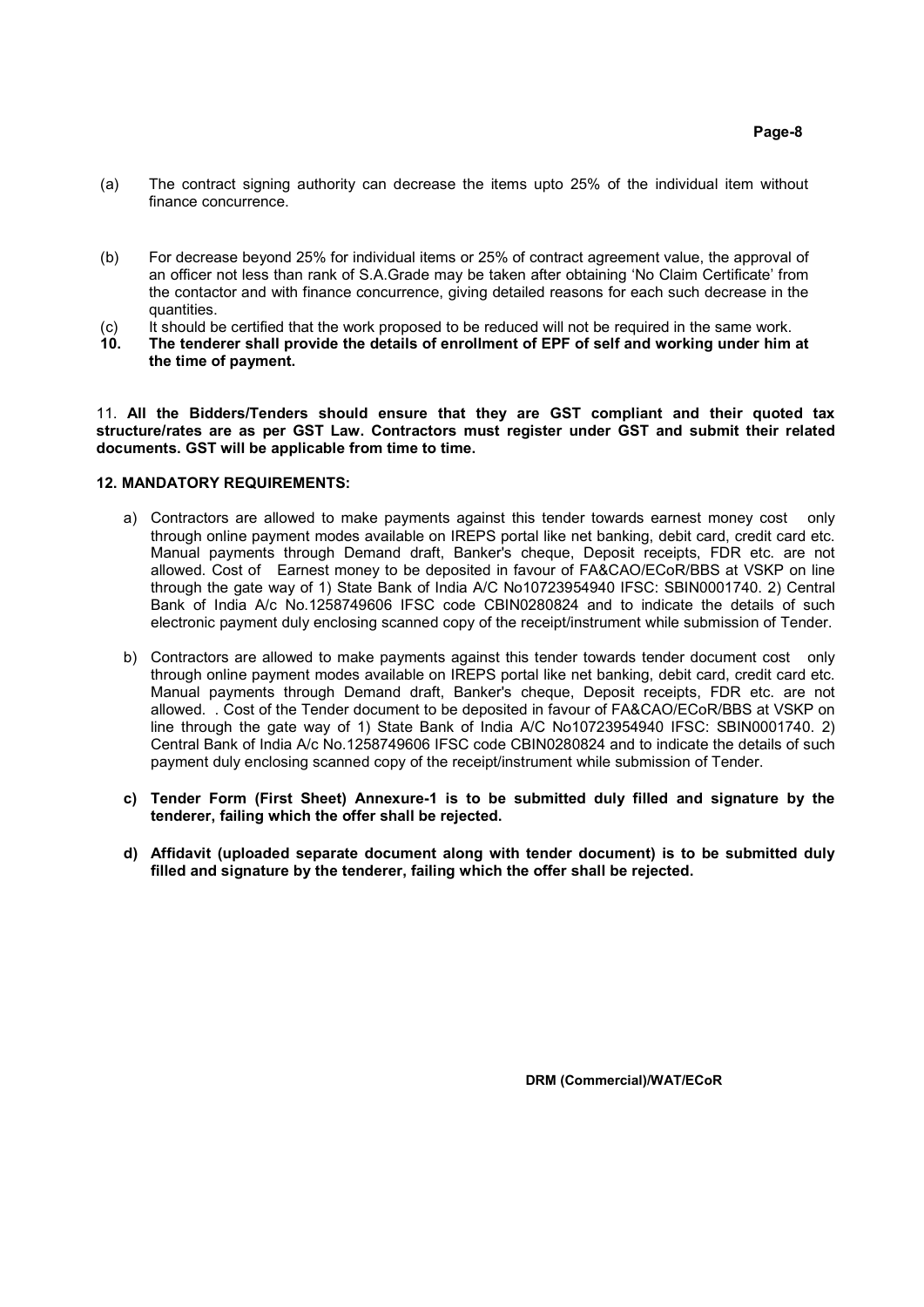(a) The contract signing authority can decrease the items upto 25% of the individual item without finance concurrence.

(b) For decrease beyond 25% for individual items or 25% of contract agreement value, the approval of an officer not less than rank of S.A.Grade may be taken after obtaining 'No Claim Certificate' from the contactor and with finance concurrence, giving detailed reasons for each such decrease in the quantities.

(c) It should be certified that the work proposed to be reduced will not be required in the same work.

**10. The tenderer shall provide the details of enrollment of EPF of self and working under him at the time of payment.**

11. **All the Bidders/Tenders should ensure that they are GST compliant and their quoted tax structure/rates are as per GST Law. Contractors must register under GST and submit their related documents. GST will be applicable from time to time.**

**12. MANDATORY REQUIREMENTS:**

a) Contractors are allowed to make payments against this tender towards earnest money cost only through online payment modes available on IREPS portal like net banking, debit card, credit card etc. Manual payments through Demand draft, Banker's cheque, Deposit receipts, FDR etc. are not allowed. Cost of Earnest money to be deposited in favour of FA&CAO/ECoR/BBS at VSKP on line through the gate way of 1) State Bank of India A/C No10723954940 IFSC: SBIN0001740. 2) Central Bank of India A/c No.1258749606 IFSC code CBIN0280824 and to indicate the details of such electronic payment duly enclosing scanned copy of the receipt/instrument while submission of Tender.

b) Contractors are allowed to make payments against this tender towards tender document cost only through online payment modes available on IREPS portal like net banking, debit card, credit card etc. Manual payments through Demand draft, Banker's cheque, Deposit receipts, FDR etc. are not allowed. . Cost of the Tender document to be deposited in favour of FA&CAO/ECoR/BBS at VSKP on line through the gate way of 1) State Bank of India A/C No10723954940 IFSC: SBIN0001740. 2) Central Bank of India A/c No.1258749606 IFSC code CBIN0280824 and to indicate the details of such payment duly enclosing scanned copy of the receipt/instrument while submission of Tender.

**c) Tender Form (First Sheet) Annexure-1 is to be submitted duly filled and signature by the tenderer, failing which the offer shall be rejected.**

**d) Affidavit (uploaded separate document along with tender document) is to be submitted duly filled and signature by the tenderer, failing which the offer shall be rejected.**

**DRM (Commercial)/WAT/ECoR**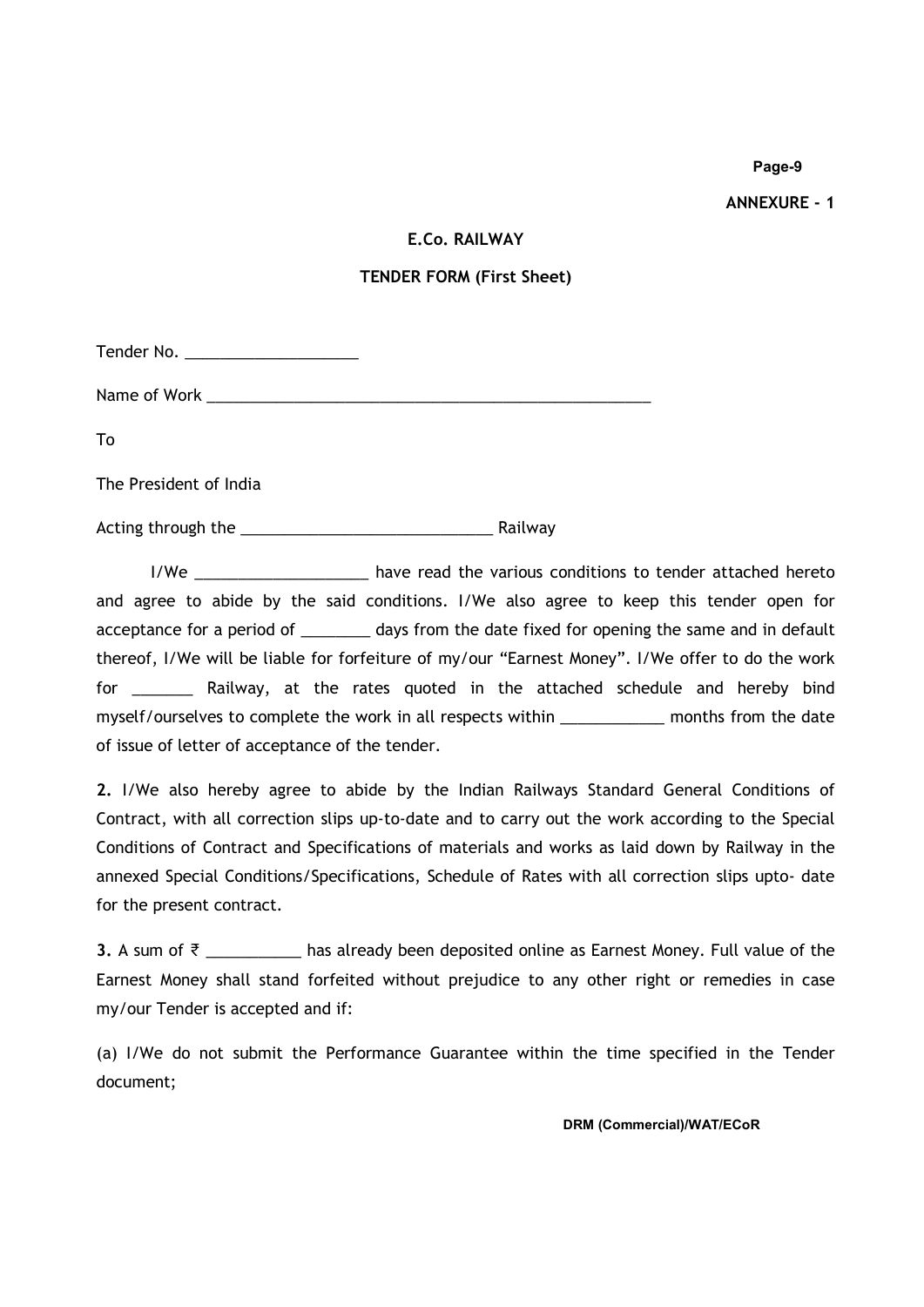**ANNEXURE - 1**

**E.Co. RAILWAY**

**TENDER FORM (First Sheet)**

Tender No. ____________________

Name of Work _____________________________________________________

To

The President of India

Acting through the _____________________________ Railway

I/We ____________________ have read the various conditions to tender attached hereto and agree to abide by the said conditions. I/We also agree to keep this tender open for acceptance for a period of ________ days from the date fixed for opening the same and in default thereof, I/We will be liable for forfeiture of my/our "Earnest Money". I/We offer to do the work for _______ Railway, at the rates quoted in the attached schedule and hereby bind myself/ourselves to complete the work in all respects within ____________ months from the date of issue of letter of acceptance of the tender.

**2.** I/We also hereby agree to abide by the Indian Railways Standard General Conditions of Contract, with all correction slips up-to-date and to carry out the work according to the Special Conditions of Contract and Specifications of materials and works as laid down by Railway in the annexed Special Conditions/Specifications, Schedule of Rates with all correction slips upto- date for the present contract.

**3.** A sum of ₹ ___________ has already been deposited online as Earnest Money. Full value of the Earnest Money shall stand forfeited without prejudice to any other right or remedies in case my/our Tender is accepted and if:

(a) I/We do not submit the Performance Guarantee within the time specified in the Tender document;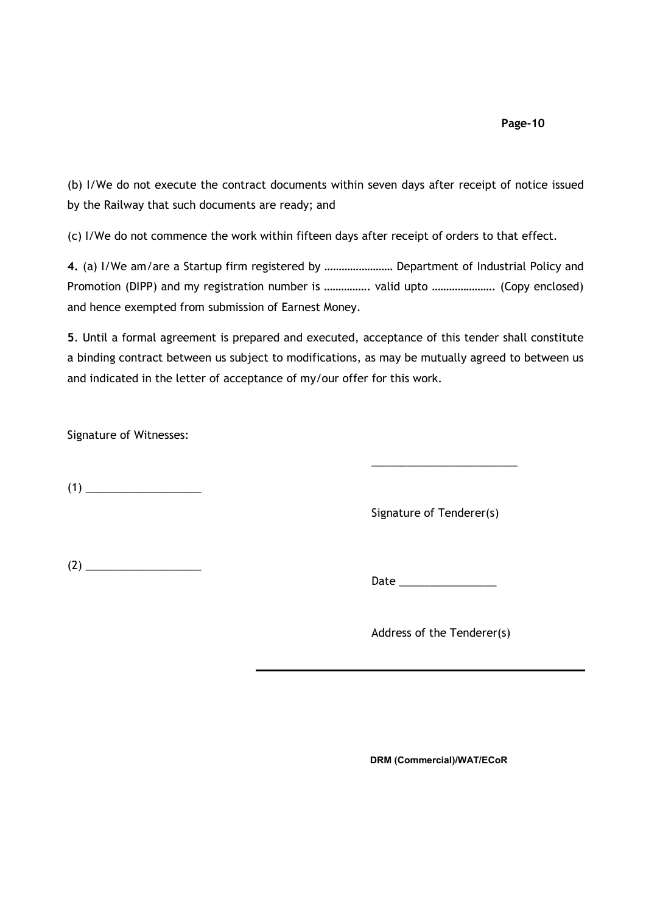(b) I/We do not execute the contract documents within seven days after receipt of notice issued by the Railway that such documents are ready; and

(c) I/We do not commence the work within fifteen days after receipt of orders to that effect.

**4.** (a) I/We am/are a Startup firm registered by …………………… Department of Industrial Policy and Promotion (DIPP) and my registration number is ……………. valid upto …………………. (Copy enclosed) and hence exempted from submission of Earnest Money.

**5**. Until a formal agreement is prepared and executed, acceptance of this tender shall constitute a binding contract between us subject to modifications, as may be mutually agreed to between us and indicated in the letter of acceptance of my/our offer for this work.

Signature of Witnesses:

(1) ___________________

(2) ___________________

________________________

Signature of Tenderer(s)

Date ________________

Address of the Tenderer(s)

---

**DRM (Commercial)/WAT/ECoR**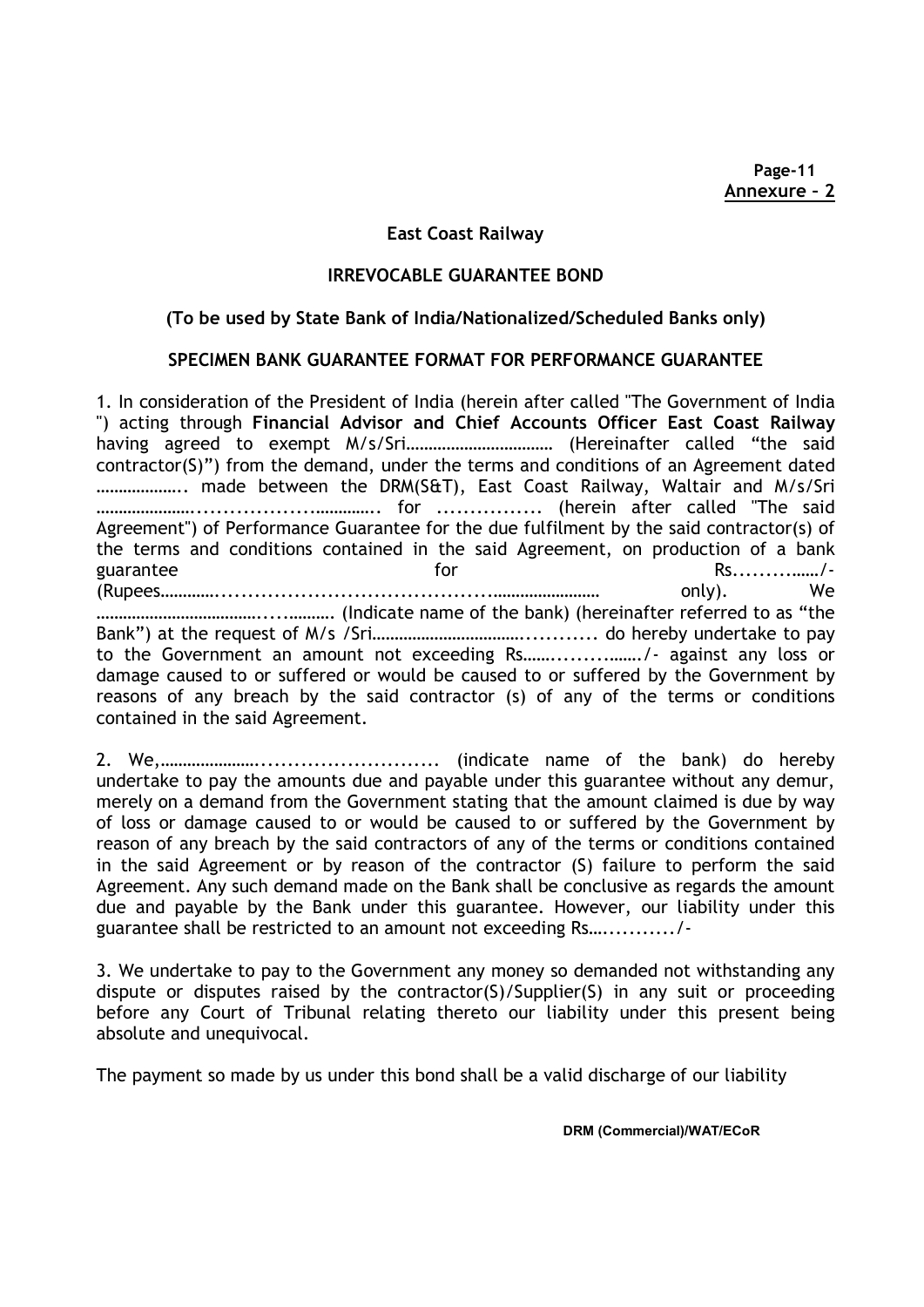**Annexure – 2**

**East Coast Railway**

**IRREVOCABLE GUARANTEE BOND**

**(To be used by State Bank of India/Nationalized/Scheduled Banks only)**

**SPECIMEN BANK GUARANTEE FORMAT FOR PERFORMANCE GUARANTEE**

1. In consideration of the President of India (herein after called "The Government of India ") acting through **Financial Advisor and Chief Accounts Officer East Coast Railway** having agreed to exempt M/s/Sri…………………………… (Hereinafter called "the said contractor(S)") from the demand, under the terms and conditions of an Agreement dated ……………….. made between the DRM(S&T), East Coast Railway, Waltair and M/s/Sri …………………..................……….. for ................ (herein after called "The said Agreement") of Performance Guarantee for the due fulfilment by the said contractor(s) of the terms and conditions contained in the said Agreement, on production of a bank guarantee for Rs..........……/- (Rupees………….............................................…………………… only). We ……………………………....………. (Indicate name of the bank) (hereinafter referred to as "the Bank") at the request of M/s /Sri…………………………….......... do hereby undertake to pay to the Government an amount not exceeding Rs…….............……/- against any loss or damage caused to or suffered or would be caused to or suffered by the Government by reasons of any breach by the said contractor (s) of any of the terms or conditions contained in the said Agreement.

2. We,…………………........................... (indicate name of the bank) do hereby undertake to pay the amounts due and payable under this guarantee without any demur, merely on a demand from the Government stating that the amount claimed is due by way of loss or damage caused to or would be caused to or suffered by the Government by reason of any breach by the said contractors of any of the terms or conditions contained in the said Agreement or by reason of the contractor (S) failure to perform the said Agreement. Any such demand made on the Bank shall be conclusive as regards the amount due and payable by the Bank under this guarantee. However, our liability under this guarantee shall be restricted to an amount not exceeding Rs…........../-

3. We undertake to pay to the Government any money so demanded not withstanding any dispute or disputes raised by the contractor(S)/Supplier(S) in any suit or proceeding before any Court of Tribunal relating thereto our liability under this present being absolute and unequivocal.

The payment so made by us under this bond shall be a valid discharge of our liability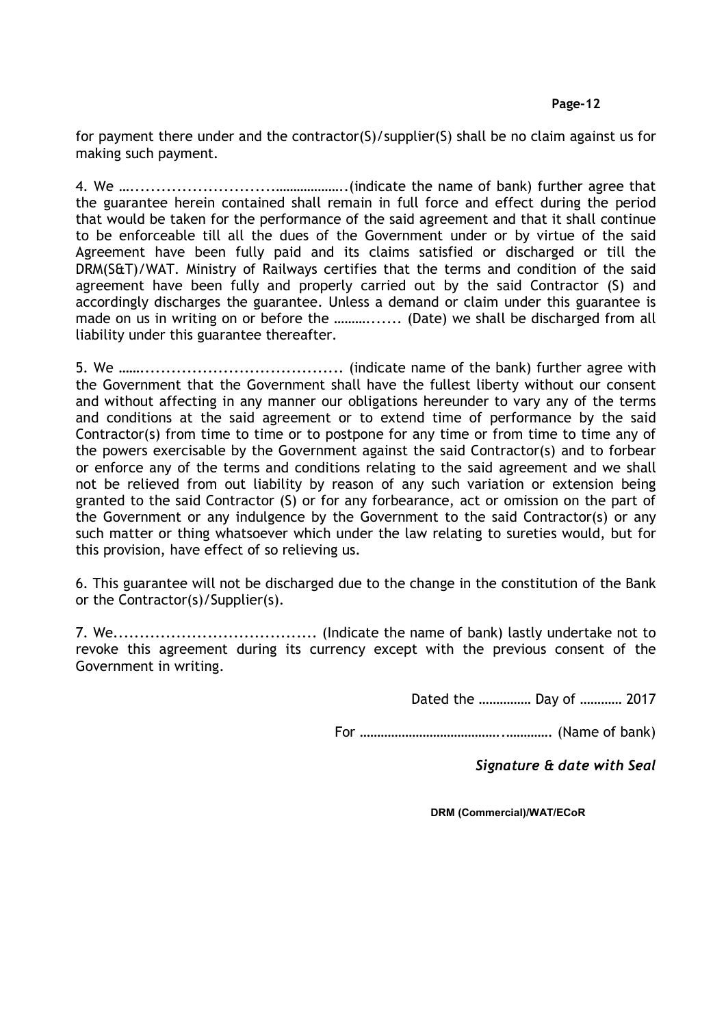for payment there under and the contractor(S)/supplier(S) shall be no claim against us for making such payment.

4. We …..............................………………..(indicate the name of bank) further agree that the guarantee herein contained shall remain in full force and effect during the period that would be taken for the performance of the said agreement and that it shall continue to be enforceable till all the dues of the Government under or by virtue of the said Agreement have been fully paid and its claims satisfied or discharged or till the DRM(S&T)/WAT. Ministry of Railways certifies that the terms and condition of the said agreement have been fully and properly carried out by the said Contractor (S) and accordingly discharges the guarantee. Unless a demand or claim under this guarantee is made on us in writing on or before the ………....... (Date) we shall be discharged from all liability under this guarantee thereafter.

5. We …….................................... (indicate name of the bank) further agree with the Government that the Government shall have the fullest liberty without our consent and without affecting in any manner our obligations hereunder to vary any of the terms and conditions at the said agreement or to extend time of performance by the said Contractor(s) from time to time or to postpone for any time or from time to time any of the powers exercisable by the Government against the said Contractor(s) and to forbear or enforce any of the terms and conditions relating to the said agreement and we shall not be relieved from out liability by reason of any such variation or extension being granted to the said Contractor (S) or for any forbearance, act or omission on the part of the Government or any indulgence by the Government to the said Contractor(s) or any such matter or thing whatsoever which under the law relating to sureties would, but for this provision, have effect of so relieving us.

6. This guarantee will not be discharged due to the change in the constitution of the Bank or the Contractor(s)/Supplier(s).

7. We...................................... (Indicate the name of bank) lastly undertake not to revoke this agreement during its currency except with the previous consent of the Government in writing.

Dated the …………… Day of ………… 2017

For ………………………………...…………. (Name of bank)

***Signature & date with Seal***

**DRM (Commercial)/WAT/ECoR**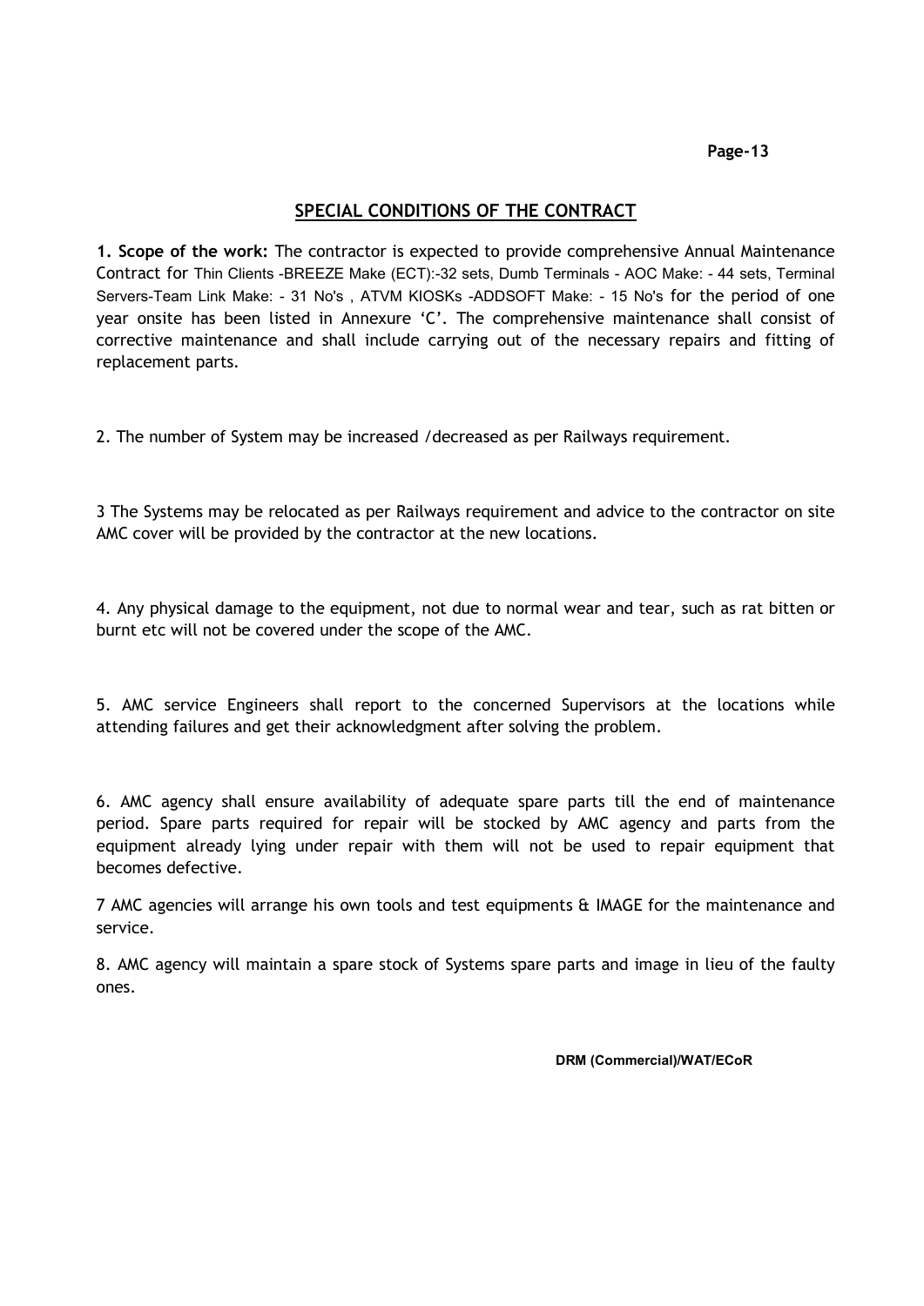## SPECIAL CONDITIONS OF THE CONTRACT

**1. Scope of the work:** The contractor is expected to provide comprehensive Annual Maintenance Contract for Thin Clients -BREEZE Make (ECT):-32 sets, Dumb Terminals - AOC Make: - 44 sets, Terminal Servers-Team Link Make: - 31 No's , ATVM KIOSKs -ADDSOFT Make: - 15 No's for the period of one year onsite has been listed in Annexure 'C'. The comprehensive maintenance shall consist of corrective maintenance and shall include carrying out of the necessary repairs and fitting of replacement parts.

2. The number of System may be increased /decreased as per Railways requirement.

3 The Systems may be relocated as per Railways requirement and advice to the contractor on site AMC cover will be provided by the contractor at the new locations.

4. Any physical damage to the equipment, not due to normal wear and tear, such as rat bitten or burnt etc will not be covered under the scope of the AMC.

5. AMC service Engineers shall report to the concerned Supervisors at the locations while attending failures and get their acknowledgment after solving the problem.

6. AMC agency shall ensure availability of adequate spare parts till the end of maintenance period. Spare parts required for repair will be stocked by AMC agency and parts from the equipment already lying under repair with them will not be used to repair equipment that becomes defective.

7 AMC agencies will arrange his own tools and test equipments & IMAGE for the maintenance and service.

8. AMC agency will maintain a spare stock of Systems spare parts and image in lieu of the faulty ones.

**DRM (Commercial)/WAT/ECoR**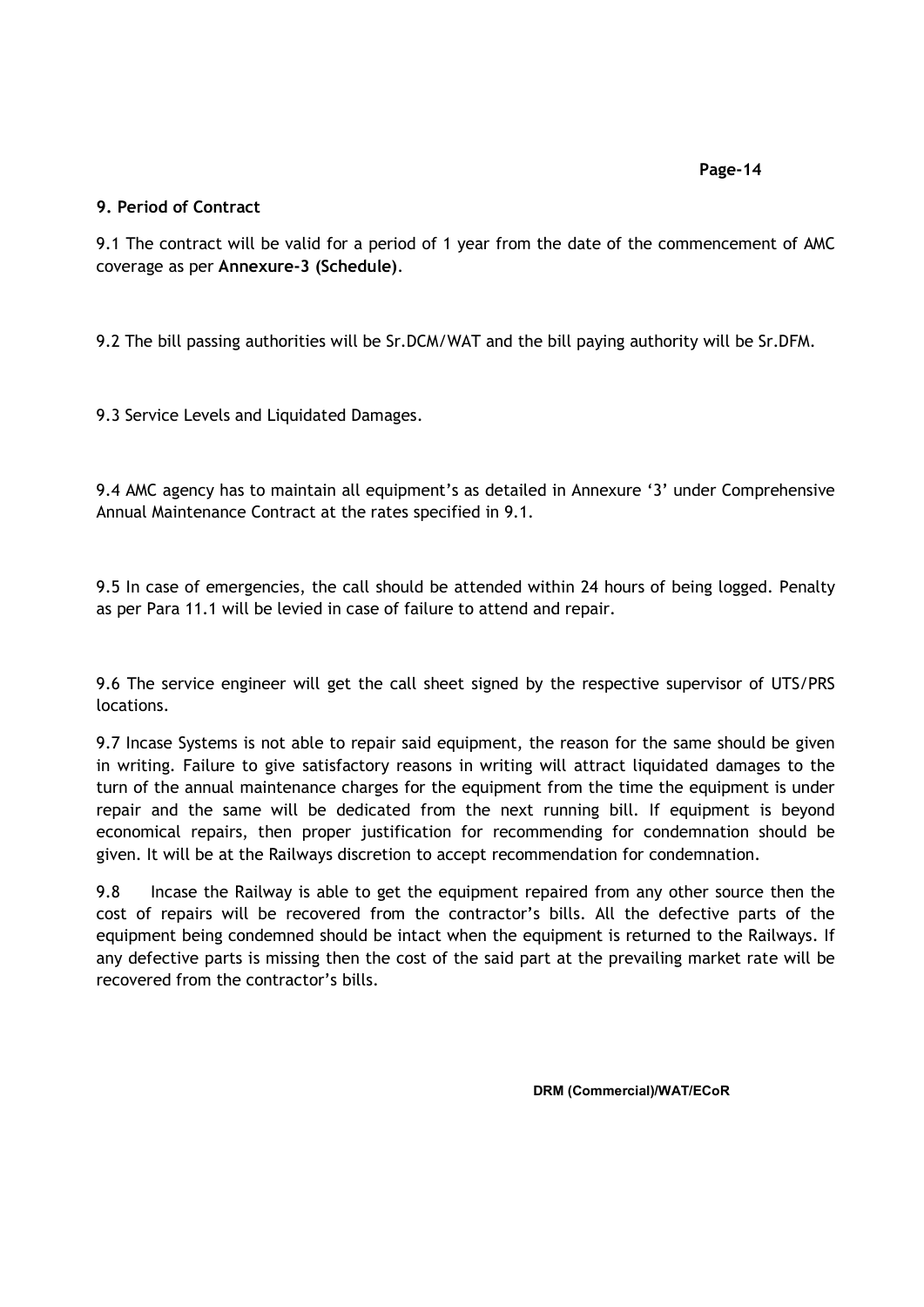## 9. Period of Contract

9.1 The contract will be valid for a period of 1 year from the date of the commencement of AMC coverage as per **Annexure-3 (Schedule)**.

9.2 The bill passing authorities will be Sr.DCM/WAT and the bill paying authority will be Sr.DFM.

9.3 Service Levels and Liquidated Damages.

9.4 AMC agency has to maintain all equipment's as detailed in Annexure '3' under Comprehensive Annual Maintenance Contract at the rates specified in 9.1.

9.5 In case of emergencies, the call should be attended within 24 hours of being logged. Penalty as per Para 11.1 will be levied in case of failure to attend and repair.

9.6 The service engineer will get the call sheet signed by the respective supervisor of UTS/PRS locations.

9.7 Incase Systems is not able to repair said equipment, the reason for the same should be given in writing. Failure to give satisfactory reasons in writing will attract liquidated damages to the turn of the annual maintenance charges for the equipment from the time the equipment is under repair and the same will be dedicated from the next running bill. If equipment is beyond economical repairs, then proper justification for recommending for condemnation should be given. It will be at the Railways discretion to accept recommendation for condemnation.

9.8 Incase the Railway is able to get the equipment repaired from any other source then the cost of repairs will be recovered from the contractor's bills. All the defective parts of the equipment being condemned should be intact when the equipment is returned to the Railways. If any defective parts is missing then the cost of the said part at the prevailing market rate will be recovered from the contractor's bills.

**DRM (Commercial)/WAT/ECoR**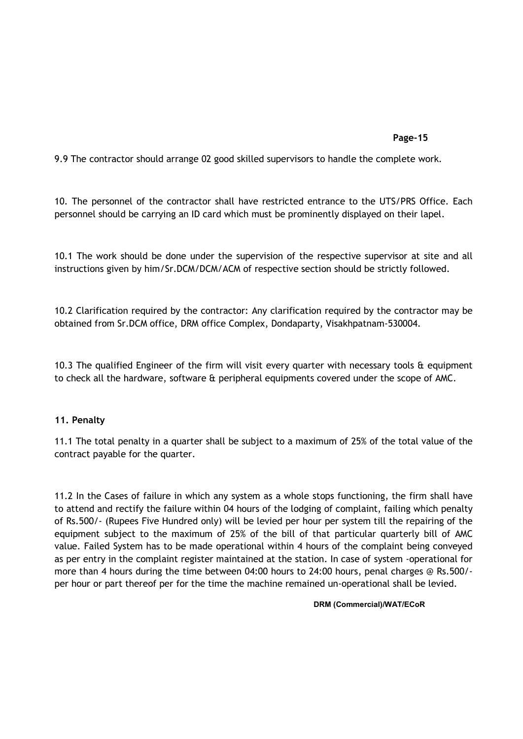9.9 The contractor should arrange 02 good skilled supervisors to handle the complete work.

10. The personnel of the contractor shall have restricted entrance to the UTS/PRS Office. Each personnel should be carrying an ID card which must be prominently displayed on their lapel.

10.1 The work should be done under the supervision of the respective supervisor at site and all instructions given by him/Sr.DCM/DCM/ACM of respective section should be strictly followed.

10.2 Clarification required by the contractor: Any clarification required by the contractor may be obtained from Sr.DCM office, DRM office Complex, Dondaparty, Visakhpatnam-530004.

10.3 The qualified Engineer of the firm will visit every quarter with necessary tools & equipment to check all the hardware, software & peripheral equipments covered under the scope of AMC.

**11. Penalty**

11.1 The total penalty in a quarter shall be subject to a maximum of 25% of the total value of the contract payable for the quarter.

11.2 In the Cases of failure in which any system as a whole stops functioning, the firm shall have to attend and rectify the failure within 04 hours of the lodging of complaint, failing which penalty of Rs.500/- (Rupees Five Hundred only) will be levied per hour per system till the repairing of the equipment subject to the maximum of 25% of the bill of that particular quarterly bill of AMC value. Failed System has to be made operational within 4 hours of the complaint being conveyed as per entry in the complaint register maintained at the station. In case of system -operational for more than 4 hours during the time between 04:00 hours to 24:00 hours, penal charges @ Rs.500/- per hour or part thereof per for the time the machine remained un-operational shall be levied.

**DRM (Commercial)/WAT/ECoR**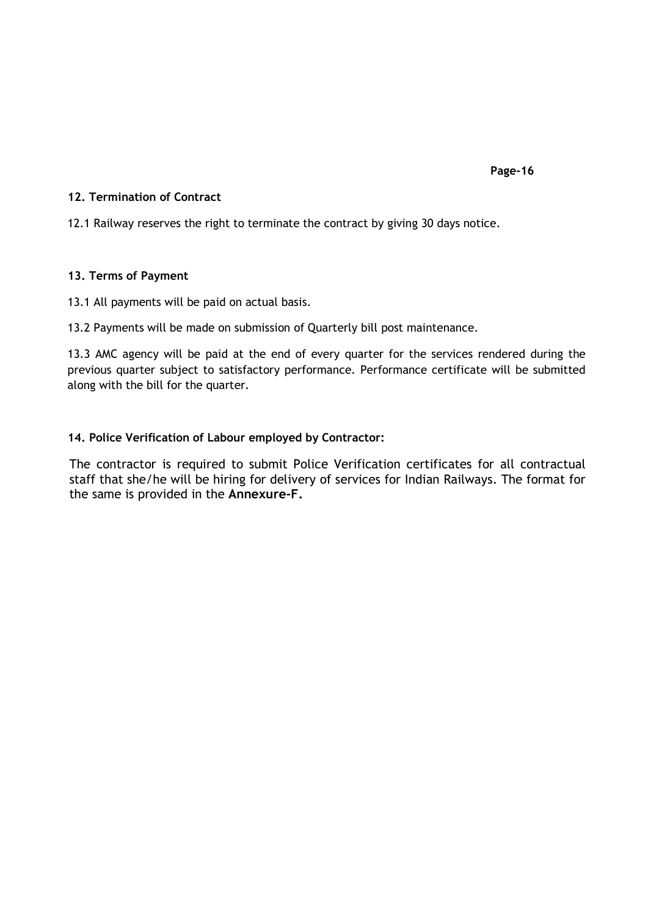**12. Termination of Contract**

12.1 Railway reserves the right to terminate the contract by giving 30 days notice.

**13. Terms of Payment**

13.1 All payments will be paid on actual basis.

13.2 Payments will be made on submission of Quarterly bill post maintenance.

13.3 AMC agency will be paid at the end of every quarter for the services rendered during the previous quarter subject to satisfactory performance. Performance certificate will be submitted along with the bill for the quarter.

**14. Police Verification of Labour employed by Contractor:**

The contractor is required to submit Police Verification certificates for all contractual staff that she/he will be hiring for delivery of services for Indian Railways. The format for the same is provided in the **Annexure-F.**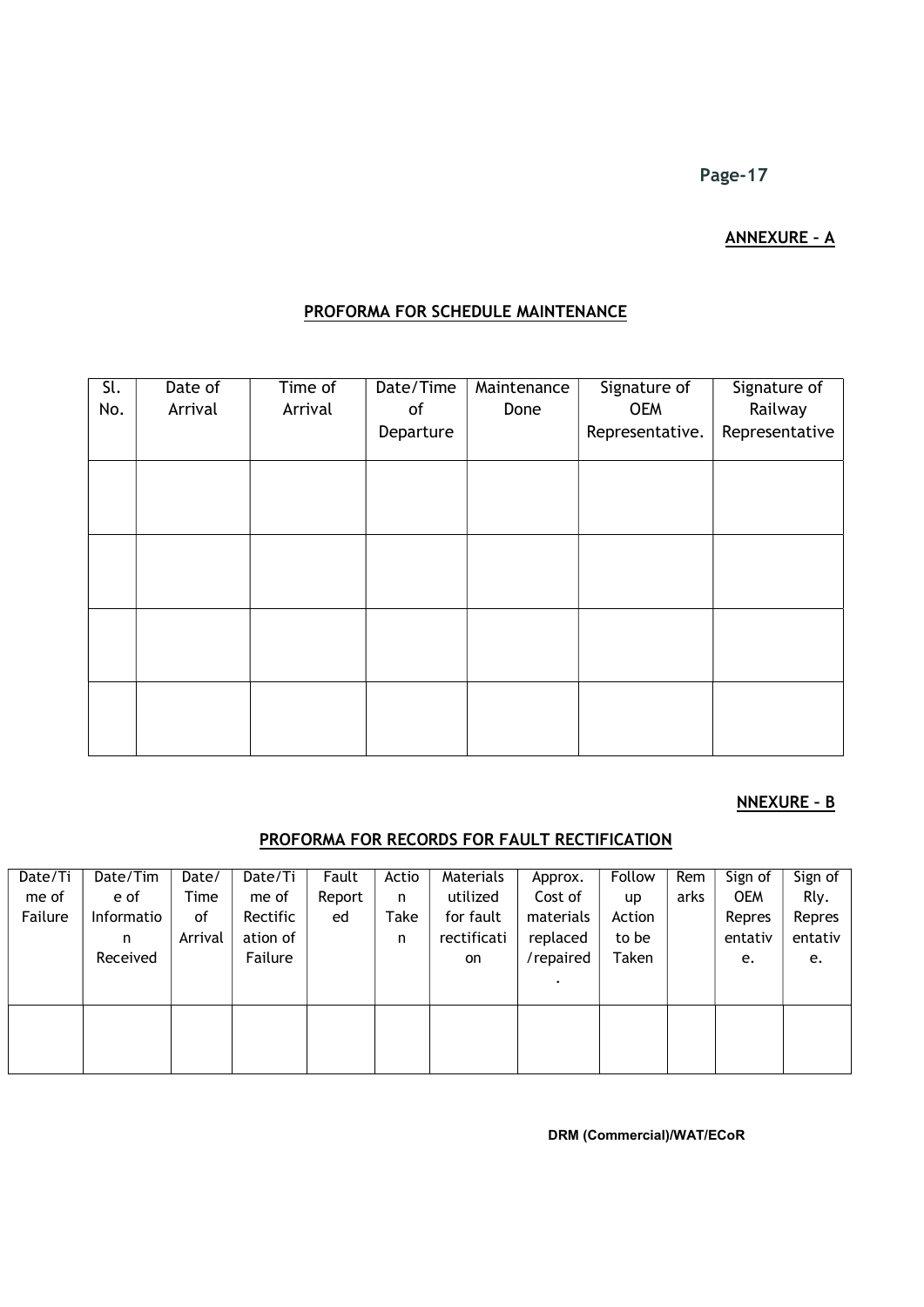**ANNEXURE – A**

## PROFORMA FOR SCHEDULE MAINTENANCE

| Sl. No. | Date of Arrival | Time of Arrival | Date/Time of Departure | Maintenance Done | Signature of OEM Representative. | Signature of Railway Representative |
|---|---|---|---|---|---|---|
| | | | | | | |
| | | | | | | |
| | | | | | | |
| | | | | | | |

**NNEXURE – B**

## PROFORMA FOR RECORDS FOR FAULT RECTIFICATION

| Date/Time of Failure | Date/Time of Information Received | Date/Time of Arrival | Date/Time of Rectification of Failure | Fault Reported | Action Taken | Materials utilized for fault rectification | Approx. Cost of materials replaced /repaired. | Follow up Action to be Taken | Remarks | Sign of OEM Representative. | Sign of Rly. Representative. |
|---|---|---|---|---|---|---|---|---|---|---|---|
| | | | | | | | | | | | |

DRM (Commercial)/WAT/ECoR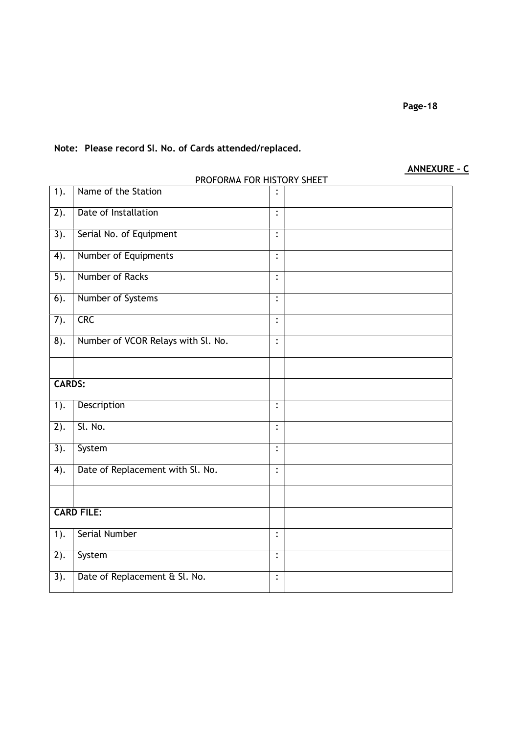**Note: Please record Sl. No. of Cards attended/replaced.**

**ANNEXURE – C**

PROFORMA FOR HISTORY SHEET

| | | | |
|---|---|---|---|
| 1). | Name of the Station | : | |
| 2). | Date of Installation | : | |
| 3). | Serial No. of Equipment | : | |
| 4). | Number of Equipments | : | |
| 5). | Number of Racks | : | |
| 6). | Number of Systems | : | |
| 7). | CRC | : | |
| 8). | Number of VCOR Relays with Sl. No. | : | |
| | | | |
| **CARDS:** | | | |
| 1). | Description | : | |
| 2). | Sl. No. | : | |
| 3). | System | : | |
| 4). | Date of Replacement with Sl. No. | : | |
| | | | |
| **CARD FILE:** | | | |
| 1). | Serial Number | : | |
| 2). | System | : | |
| 3). | Date of Replacement & Sl. No. | : | |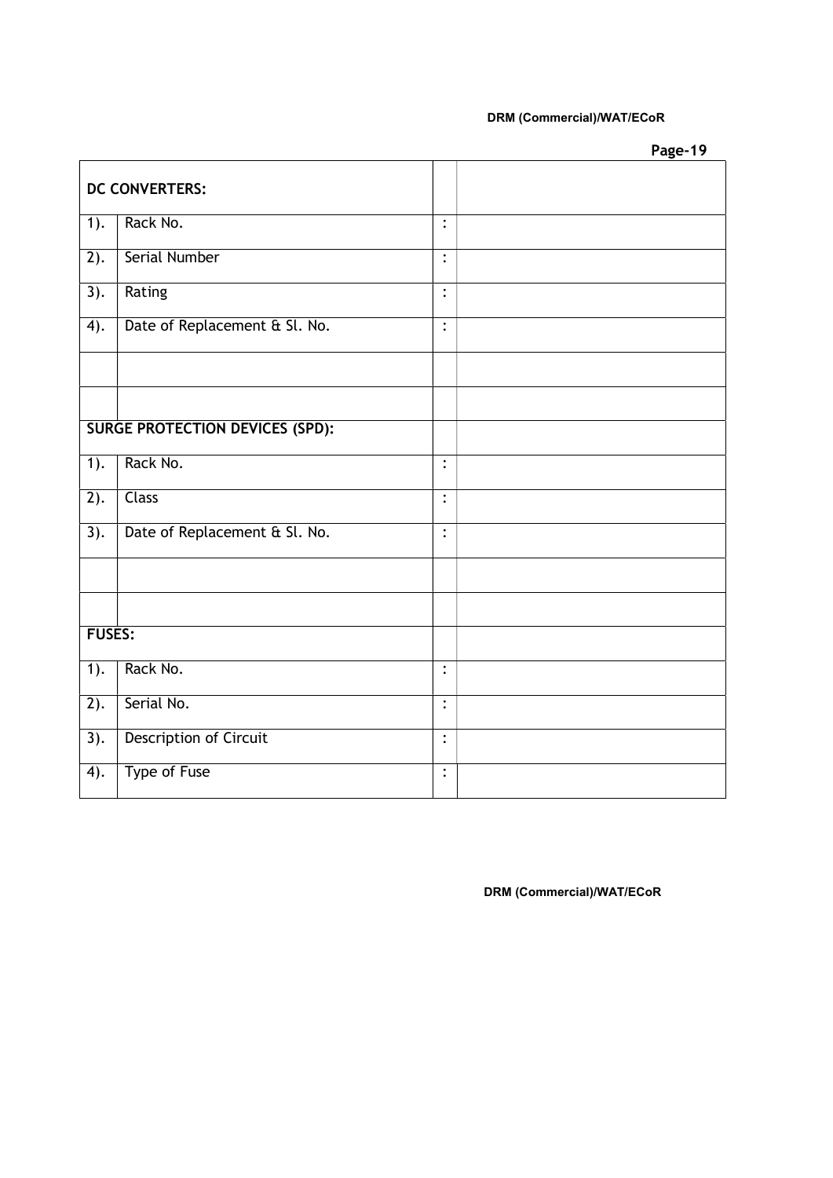| DC CONVERTERS: | | | |
|---|---|---|---|
| 1). | Rack No. | : | |
| 2). | Serial Number | : | |
| 3). | Rating | : | |
| 4). | Date of Replacement & Sl. No. | : | |
| | | | |
| | | | |
| **SURGE PROTECTION DEVICES (SPD):** | | | |
| 1). | Rack No. | : | |
| 2). | Class | : | |
| 3). | Date of Replacement & Sl. No. | : | |
| | | | |
| | | | |
| **FUSES:** | | | |
| 1). | Rack No. | : | |
| 2). | Serial No. | : | |
| 3). | Description of Circuit | : | |
| 4). | Type of Fuse | : | |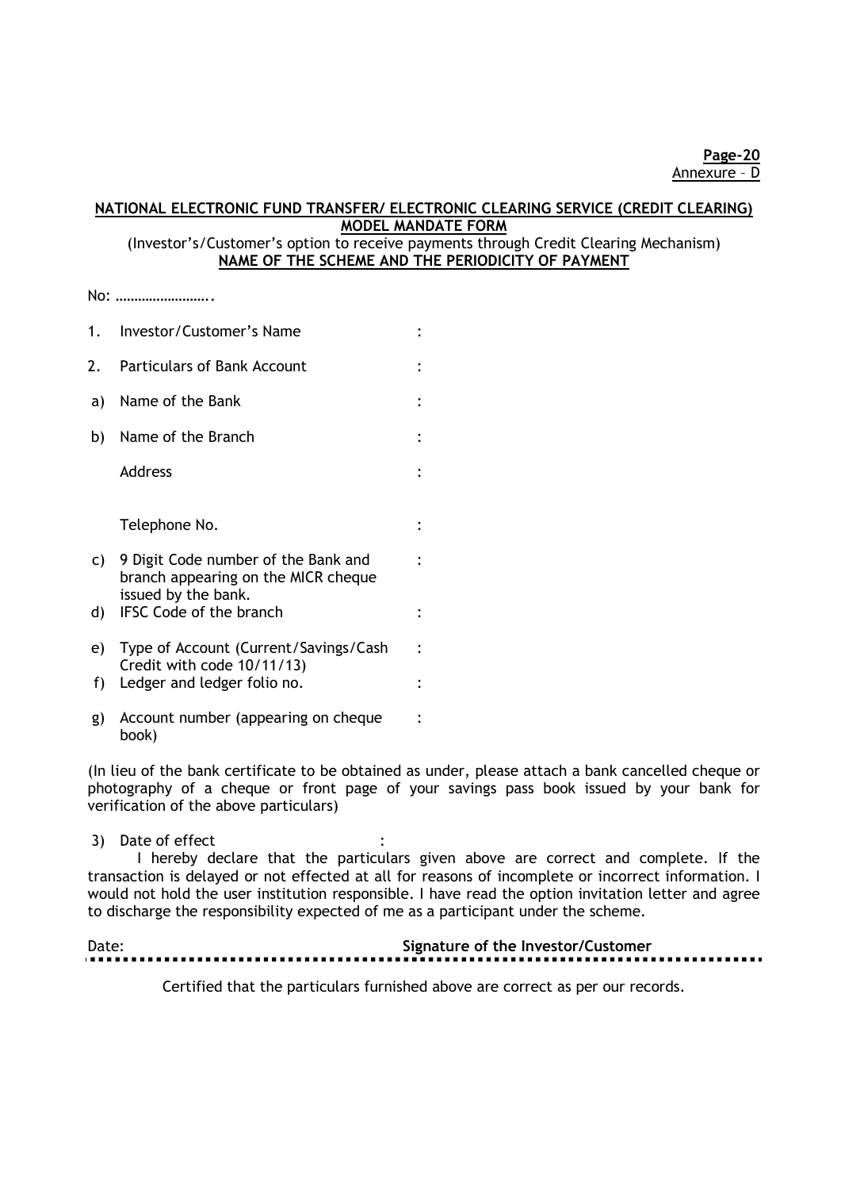Annexure – D

**NATIONAL ELECTRONIC FUND TRANSFER/ ELECTRONIC CLEARING SERVICE (CREDIT CLEARING) MODEL MANDATE FORM**

(Investor's/Customer's option to receive payments through Credit Clearing Mechanism)

**NAME OF THE SCHEME AND THE PERIODICITY OF PAYMENT**

No: ……………………..

| | | |
|---|---|---|
| 1. | Investor/Customer's Name | : |
| 2. | Particulars of Bank Account | : |
| a) | Name of the Bank | : |
| b) | Name of the Branch | : |
| | Address | : |
| | Telephone No. | : |
| c) | 9 Digit Code number of the Bank and branch appearing on the MICR cheque issued by the bank. | : |
| d) | IFSC Code of the branch | : |
| e) | Type of Account (Current/Savings/Cash Credit with code 10/11/13) | : |
| f) | Ledger and ledger folio no. | : |
| g) | Account number (appearing on cheque book) | : |

(In lieu of the bank certificate to be obtained as under, please attach a bank cancelled cheque or photography of a cheque or front page of your savings pass book issued by your bank for verification of the above particulars)

3) Date of effect :

I hereby declare that the particulars given above are correct and complete. If the transaction is delayed or not effected at all for reasons of incomplete or incorrect information. I would not hold the user institution responsible. I have read the option invitation letter and agree to discharge the responsibility expected of me as a participant under the scheme.

Date: **Signature of the Investor/Customer**

Certified that the particulars furnished above are correct as per our records.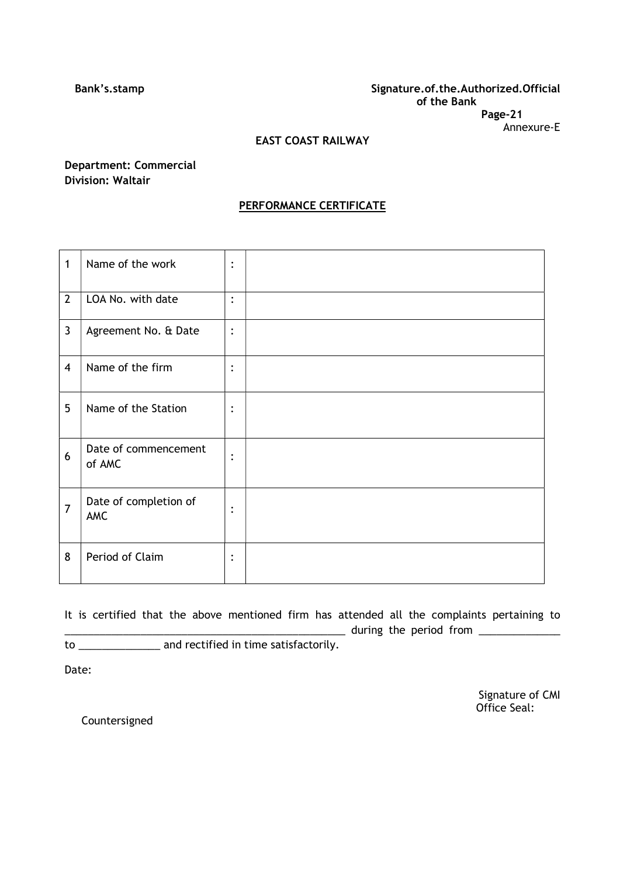**Bank's.stamp** **Signature.of.the.Authorized.Official of the Bank**

Annexure-E

**EAST COAST RAILWAY**

**Department: Commercial**
**Division: Waltair**

**<u>PERFORMANCE CERTIFICATE</u>**

| | | | |
|---|---|---|---|
| 1 | Name of the work | : | |
| 2 | LOA No. with date | : | |
| 3 | Agreement No. & Date | : | |
| 4 | Name of the firm | : | |
| 5 | Name of the Station | : | |
| 6 | Date of commencement of AMC | : | |
| 7 | Date of completion of AMC | : | |
| 8 | Period of Claim | : | |

It is certified that the above mentioned firm has attended all the complaints pertaining to ______________________________________________ during the period from ______________ to ______________ and rectified in time satisfactorily.

Date:

Signature of CMI
Office Seal:

Countersigned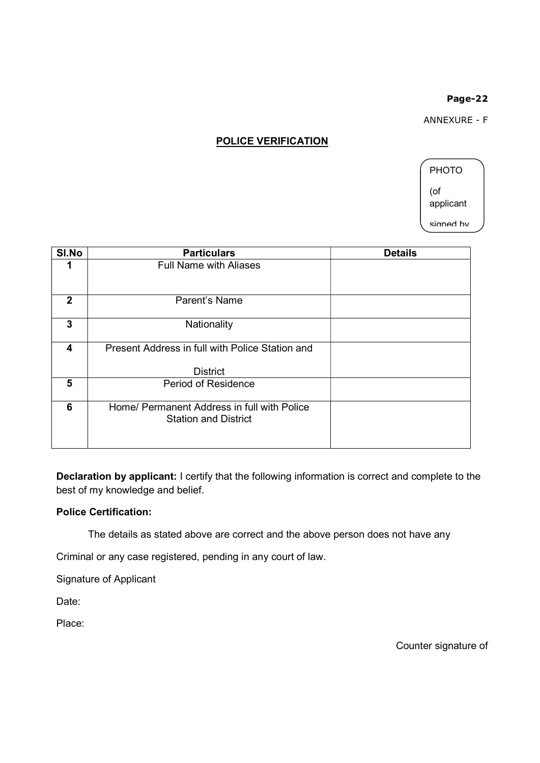ANNEXURE - F

## POLICE VERIFICATION

PHOTO

(of applicant

signed by

| Sl.No | Particulars | Details |
|---|---|---|
| 1 | Full Name with Aliases | |
| 2 | Parent's Name | |
| 3 | Nationality | |
| 4 | Present Address in full with Police Station and District | |
| 5 | Period of Residence | |
| 6 | Home/ Permanent Address in full with Police Station and District | |

**Declaration by applicant:** I certify that the following information is correct and complete to the best of my knowledge and belief.

**Police Certification:**

The details as stated above are correct and the above person does not have any Criminal or any case registered, pending in any court of law.

Signature of Applicant

Date:

Place:

Counter signature of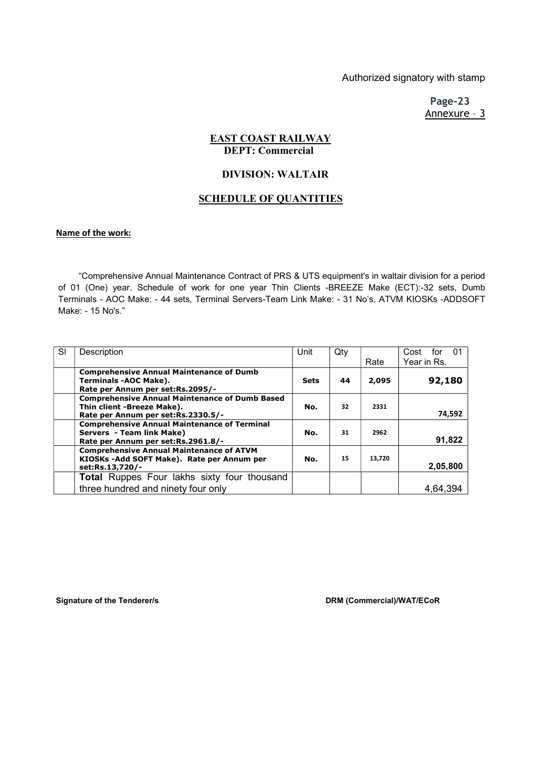Authorized signatory with stamp

Annexure – 3

## EAST COAST RAILWAY
### DEPT: Commercial

### DIVISION: WALTAIR

### SCHEDULE OF QUANTITIES

**Name of the work:**

"Comprehensive Annual Maintenance Contract of PRS & UTS equipment's in waltair division for a period of 01 (One) year. Schedule of work for one year Thin Clients -BREEZE Make (ECT):-32 sets, Dumb Terminals - AOC Make: - 44 sets, Terminal Servers-Team Link Make: - 31 No's, ATVM KIOSKs -ADDSOFT Make: - 15 No's."

| Sl | Description | Unit | Qty | Rate | Cost for 01 Year in Rs. |
|---|---|---|---|---|---|
| | **Comprehensive Annual Maintenance of Dumb Terminals -AOC Make). Rate per Annum per set:Rs.2095/-** | **Sets** | **44** | **2,095** | **92,180** |
| | **Comprehensive Annual Maintenance of Dumb Based Thin client -Breeze Make). Rate per Annum per set:Rs.2330.5/-** | **No.** | **32** | **2331** | **74,592** |
| | **Comprehensive Annual Maintenance of Terminal Servers - Team link Make) Rate per Annum per set:Rs.2961.8/-** | **No.** | **31** | **2962** | **91,822** |
| | **Comprehensive Annual Maintenance of ATVM KIOSKs -Add SOFT Make). Rate per Annum per set:Rs.13,720/-** | **No.** | **15** | **13,720** | **2,05,800** |
| | **Total** Ruppes Four lakhs sixty four thousand three hundred and ninety four only | | | | 4,64,394 |

**Signature of the Tenderer/s** **DRM (Commercial)/WAT/ECoR**